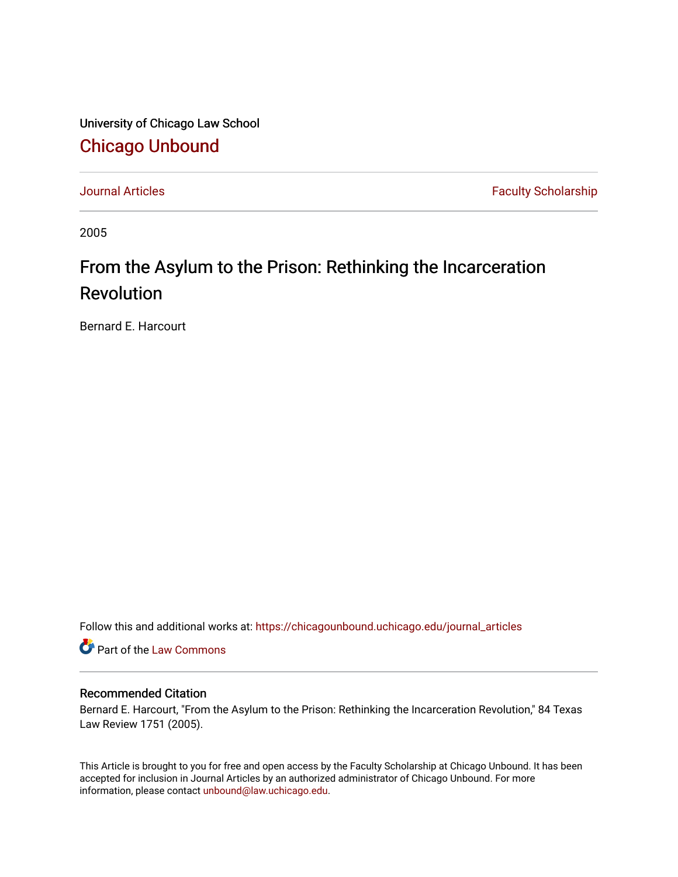University of Chicago Law School

## Chicago Unbound

Journal Articles | Faculty Scholarship

2005

# From the Asylum to the Prison: Rethinking the Incarceration Revolution

Bernard E. Harcourt

Follow this and additional works at: https://chicagounbound.uchicago.edu/journal_articles

Part of the Law Commons

### Recommended Citation

Bernard E. Harcourt, "From the Asylum to the Prison: Rethinking the Incarceration Revolution," 84 Texas Law Review 1751 (2005).

This Article is brought to you for free and open access by the Faculty Scholarship at Chicago Unbound. It has been accepted for inclusion in Journal Articles by an authorized administrator of Chicago Unbound. For more information, please contact unbound@law.uchicago.edu.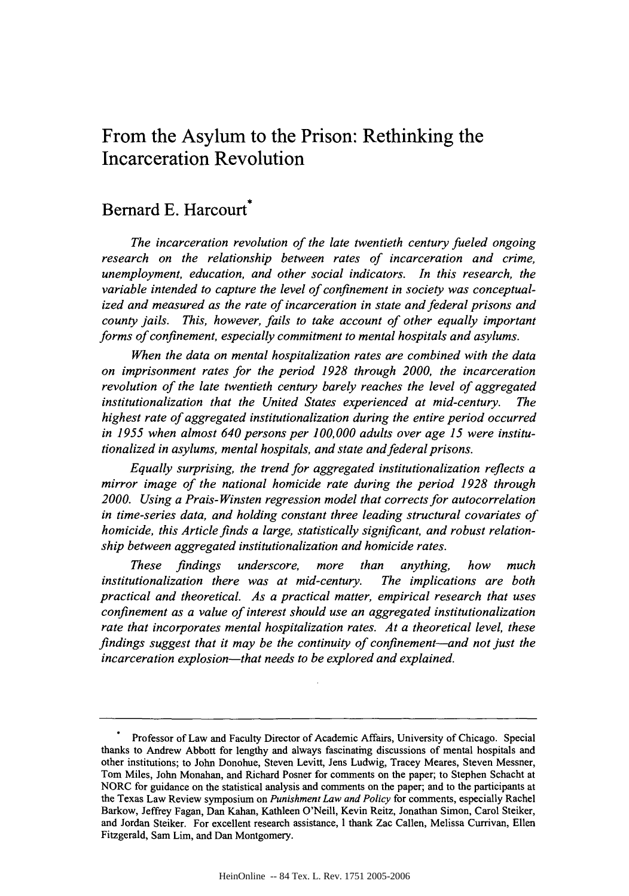# From the Asylum to the Prison: Rethinking the Incarceration Revolution

## Bernard E. Harcourt*

*The incarceration revolution of the late twentieth century fueled ongoing research on the relationship between rates of incarceration and crime, unemployment, education, and other social indicators. In this research, the variable intended to capture the level of confinement in society was conceptualized and measured as the rate of incarceration in state and federal prisons and county jails. This, however, fails to take account of other equally important forms of confinement, especially commitment to mental hospitals and asylums.*

*When the data on mental hospitalization rates are combined with the data on imprisonment rates for the period 1928 through 2000, the incarceration revolution of the late twentieth century barely reaches the level of aggregated institutionalization that the United States experienced at mid-century. The highest rate of aggregated institutionalization during the entire period occurred in 1955 when almost 640 persons per 100,000 adults over age 15 were institutionalized in asylums, mental hospitals, and state and federal prisons.*

*Equally surprising, the trend for aggregated institutionalization reflects a mirror image of the national homicide rate during the period 1928 through 2000. Using a Prais-Winsten regression model that corrects for autocorrelation in time-series data, and holding constant three leading structural covariates of homicide, this Article finds a large, statistically significant, and robust relationship between aggregated institutionalization and homicide rates.*

*These findings underscore, more than anything, how much institutionalization there was at mid-century. The implications are both practical and theoretical. As a practical matter, empirical research that uses confinement as a value of interest should use an aggregated institutionalization rate that incorporates mental hospitalization rates. At a theoretical level, these findings suggest that it may be the continuity of confinement—and not just the incarceration explosion—that needs to be explored and explained.*

---

\* Professor of Law and Faculty Director of Academic Affairs, University of Chicago. Special thanks to Andrew Abbott for lengthy and always fascinating discussions of mental hospitals and other institutions; to John Donohue, Steven Levitt, Jens Ludwig, Tracey Meares, Steven Messner, Tom Miles, John Monahan, and Richard Posner for comments on the paper; to Stephen Schacht at NORC for guidance on the statistical analysis and comments on the paper; and to the participants at the Texas Law Review symposium on *Punishment Law and Policy* for comments, especially Rachel Barkow, Jeffrey Fagan, Dan Kahan, Kathleen O'Neill, Kevin Reitz, Jonathan Simon, Carol Steiker, and Jordan Steiker. For excellent research assistance, I thank Zac Callen, Melissa Currivan, Ellen Fitzgerald, Sam Lim, and Dan Montgomery.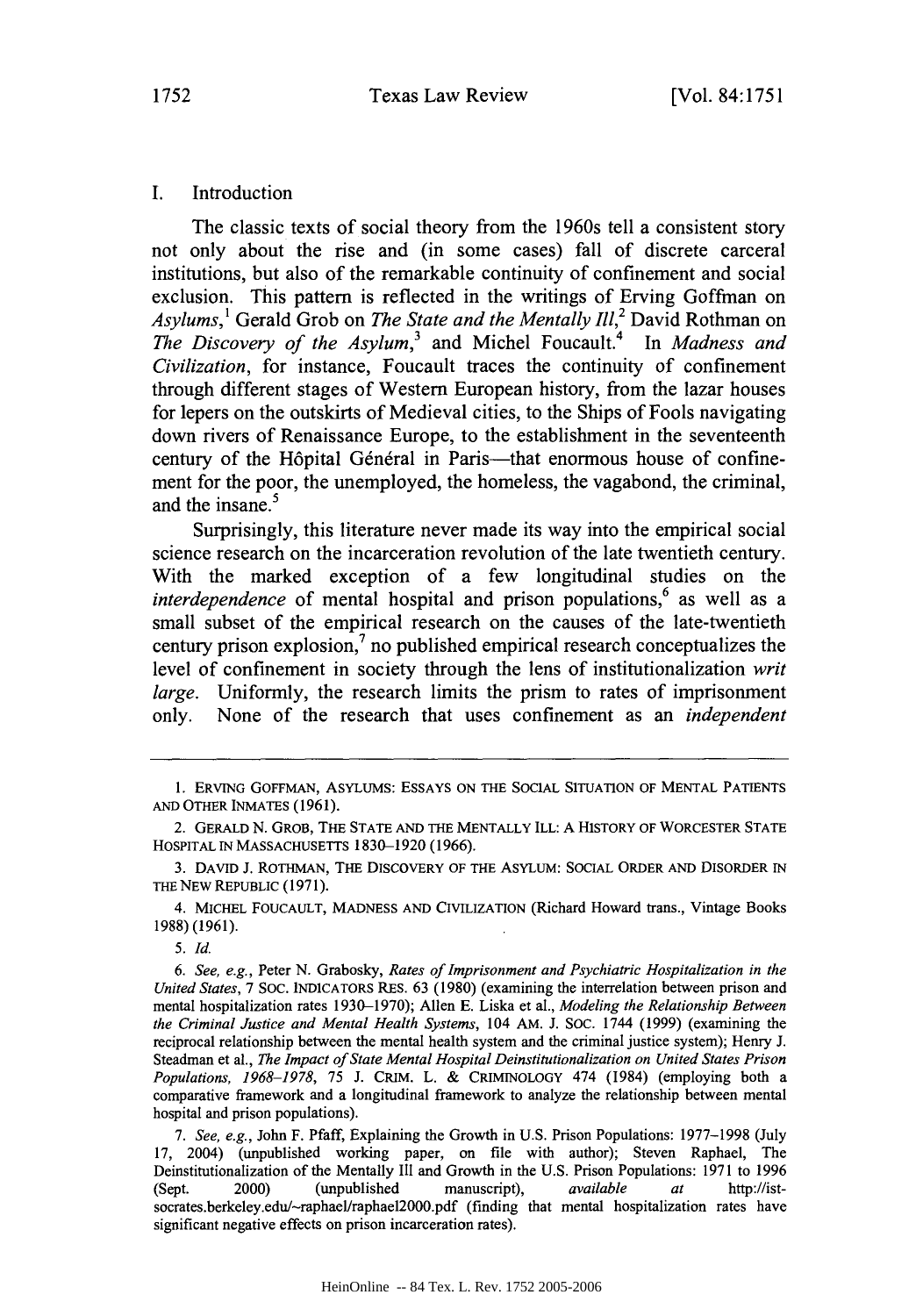## I. Introduction

The classic texts of social theory from the 1960s tell a consistent story not only about the rise and (in some cases) fall of discrete carceral institutions, but also of the remarkable continuity of confinement and social exclusion. This pattern is reflected in the writings of Erving Goffman on *Asylums*,[1] Gerald Grob on *The State and the Mentally Ill*,[2] David Rothman on *The Discovery of the Asylum*,[3] and Michel Foucault.[4] In *Madness and Civilization*, for instance, Foucault traces the continuity of confinement through different stages of Western European history, from the lazar houses for lepers on the outskirts of Medieval cities, to the Ships of Fools navigating down rivers of Renaissance Europe, to the establishment in the seventeenth century of the Hôpital Général in Paris—that enormous house of confinement for the poor, the unemployed, the homeless, the vagabond, the criminal, and the insane.[5]

Surprisingly, this literature never made its way into the empirical social science research on the incarceration revolution of the late twentieth century. With the marked exception of a few longitudinal studies on the *interdependence* of mental hospital and prison populations,[6] as well as a small subset of the empirical research on the causes of the late-twentieth century prison explosion,[7] no published empirical research conceptualizes the level of confinement in society through the lens of institutionalization *writ large*. Uniformly, the research limits the prism to rates of imprisonment only. None of the research that uses confinement as an *independent*

---

1. ERVING GOFFMAN, ASYLUMS: ESSAYS ON THE SOCIAL SITUATION OF MENTAL PATIENTS AND OTHER INMATES (1961).

2. GERALD N. GROB, THE STATE AND THE MENTALLY ILL: A HISTORY OF WORCESTER STATE HOSPITAL IN MASSACHUSETTS 1830–1920 (1966).

3. DAVID J. ROTHMAN, THE DISCOVERY OF THE ASYLUM: SOCIAL ORDER AND DISORDER IN THE NEW REPUBLIC (1971).

4. MICHEL FOUCAULT, MADNESS AND CIVILIZATION (Richard Howard trans., Vintage Books 1988) (1961).

5. *Id.*

6. *See, e.g.*, Peter N. Grabosky, *Rates of Imprisonment and Psychiatric Hospitalization in the United States*, 7 SOC. INDICATORS RES. 63 (1980) (examining the interrelation between prison and mental hospitalization rates 1930–1970); Allen E. Liska et al., *Modeling the Relationship Between the Criminal Justice and Mental Health Systems*, 104 AM. J. SOC. 1744 (1999) (examining the reciprocal relationship between the mental health system and the criminal justice system); Henry J. Steadman et al., *The Impact of State Mental Hospital Deinstitutionalization on United States Prison Populations, 1968–1978*, 75 J. CRIM. L. & CRIMINOLOGY 474 (1984) (employing both a comparative framework and a longitudinal framework to analyze the relationship between mental hospital and prison populations).

7. *See, e.g.*, John F. Pfaff, Explaining the Growth in U.S. Prison Populations: 1977–1998 (July 17, 2004) (unpublished working paper, on file with author); Steven Raphael, The Deinstitutionalization of the Mentally Ill and Growth in the U.S. Prison Populations: 1971 to 1996 (Sept. 2000) (unpublished manuscript), *available at* http://ist-socrates.berkeley.edu/~raphael/raphael2000.pdf (finding that mental hospitalization rates have significant negative effects on prison incarceration rates).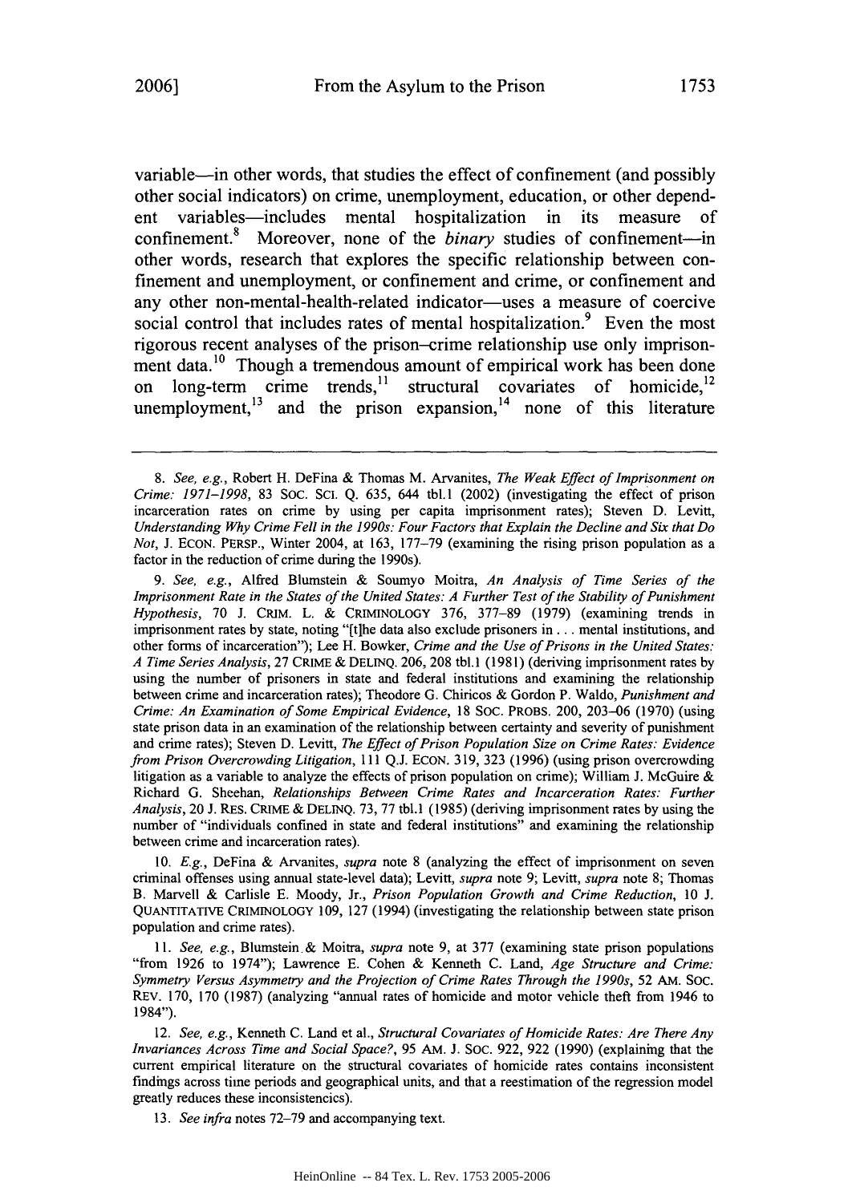variable—in other words, that studies the effect of confinement (and possibly other social indicators) on crime, unemployment, education, or other dependent variables—includes mental hospitalization in its measure of confinement.[8] Moreover, none of the *binary* studies of confinement—in other words, research that explores the specific relationship between confinement and unemployment, or confinement and crime, or confinement and any other non-mental-health-related indicator—uses a measure of coercive social control that includes rates of mental hospitalization.[9] Even the most rigorous recent analyses of the prison–crime relationship use only imprisonment data.[10] Though a tremendous amount of empirical work has been done on long-term crime trends,[11] structural covariates of homicide,[12] unemployment,[13] and the prison expansion,[14] none of this literature

---

8. *See, e.g.*, Robert H. DeFina & Thomas M. Arvanites, *The Weak Effect of Imprisonment on Crime: 1971–1998*, 83 SOC. SCI. Q. 635, 644 tbl.1 (2002) (investigating the effect of prison incarceration rates on crime by using per capita imprisonment rates); Steven D. Levitt, *Understanding Why Crime Fell in the 1990s: Four Factors that Explain the Decline and Six that Do Not*, J. ECON. PERSP., Winter 2004, at 163, 177–79 (examining the rising prison population as a factor in the reduction of crime during the 1990s).

9. *See, e.g.*, Alfred Blumstein & Soumyo Moitra, *An Analysis of Time Series of the Imprisonment Rate in the States of the United States: A Further Test of the Stability of Punishment Hypothesis*, 70 J. CRIM. L. & CRIMINOLOGY 376, 377–89 (1979) (examining trends in imprisonment rates by state, noting "[t]he data also exclude prisoners in . . . mental institutions, and other forms of incarceration"); Lee H. Bowker, *Crime and the Use of Prisons in the United States: A Time Series Analysis*, 27 CRIME & DELINQ. 206, 208 tbl.1 (1981) (deriving imprisonment rates by using the number of prisoners in state and federal institutions and examining the relationship between crime and incarceration rates); Theodore G. Chiricos & Gordon P. Waldo, *Punishment and Crime: An Examination of Some Empirical Evidence*, 18 SOC. PROBS. 200, 203–06 (1970) (using state prison data in an examination of the relationship between certainty and severity of punishment and crime rates); Steven D. Levitt, *The Effect of Prison Population Size on Crime Rates: Evidence from Prison Overcrowding Litigation*, 111 Q.J. ECON. 319, 323 (1996) (using prison overcrowding litigation as a variable to analyze the effects of prison population on crime); William J. McGuire & Richard G. Sheehan, *Relationships Between Crime Rates and Incarceration Rates: Further Analysis*, 20 J. RES. CRIME & DELINQ. 73, 77 tbl.1 (1985) (deriving imprisonment rates by using the number of "individuals confined in state and federal institutions" and examining the relationship between crime and incarceration rates).

10. *E.g.*, DeFina & Arvanites, *supra* note 8 (analyzing the effect of imprisonment on seven criminal offenses using annual state-level data); Levitt, *supra* note 9; Levitt, *supra* note 8; Thomas B. Marvell & Carlisle E. Moody, Jr., *Prison Population Growth and Crime Reduction*, 10 J. QUANTITATIVE CRIMINOLOGY 109, 127 (1994) (investigating the relationship between state prison population and crime rates).

11. *See, e.g.*, Blumstein & Moitra, *supra* note 9, at 377 (examining state prison populations "from 1926 to 1974"); Lawrence E. Cohen & Kenneth C. Land, *Age Structure and Crime: Symmetry Versus Asymmetry and the Projection of Crime Rates Through the 1990s*, 52 AM. SOC. REV. 170, 170 (1987) (analyzing "annual rates of homicide and motor vehicle theft from 1946 to 1984").

12. *See, e.g.*, Kenneth C. Land et al., *Structural Covariates of Homicide Rates: Are There Any Invariances Across Time and Social Space?*, 95 AM. J. SOC. 922, 922 (1990) (explaining that the current empirical literature on the structural covariates of homicide rates contains inconsistent findings across time periods and geographical units, and that a reestimation of the regression model greatly reduces these inconsistencies).

13. *See infra* notes 72–79 and accompanying text.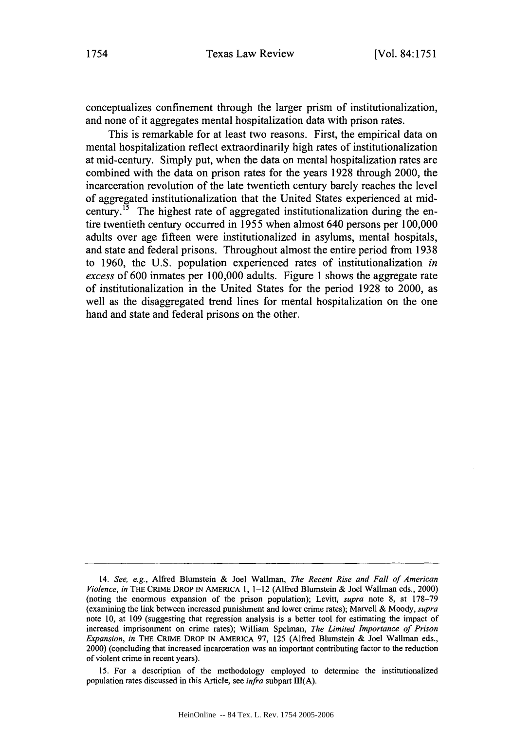conceptualizes confinement through the larger prism of institutionalization, and none of it aggregates mental hospitalization data with prison rates.

This is remarkable for at least two reasons. First, the empirical data on mental hospitalization reflect extraordinarily high rates of institutionalization at mid-century. Simply put, when the data on mental hospitalization rates are combined with the data on prison rates for the years 1928 through 2000, the incarceration revolution of the late twentieth century barely reaches the level of aggregated institutionalization that the United States experienced at mid-century.[15] The highest rate of aggregated institutionalization during the entire twentieth century occurred in 1955 when almost 640 persons per 100,000 adults over age fifteen were institutionalized in asylums, mental hospitals, and state and federal prisons. Throughout almost the entire period from 1938 to 1960, the U.S. population experienced rates of institutionalization *in excess* of 600 inmates per 100,000 adults. Figure 1 shows the aggregate rate of institutionalization in the United States for the period 1928 to 2000, as well as the disaggregated trend lines for mental hospitalization on the one hand and state and federal prisons on the other.

---

14. *See, e.g.*, Alfred Blumstein & Joel Wallman, *The Recent Rise and Fall of American Violence*, *in* THE CRIME DROP IN AMERICA 1, 1–12 (Alfred Blumstein & Joel Wallman eds., 2000) (noting the enormous expansion of the prison population); Levitt, *supra* note 8, at 178–79 (examining the link between increased punishment and lower crime rates); Marvell & Moody, *supra* note 10, at 109 (suggesting that regression analysis is a better tool for estimating the impact of increased imprisonment on crime rates); William Spelman, *The Limited Importance of Prison Expansion*, *in* THE CRIME DROP IN AMERICA 97, 125 (Alfred Blumstein & Joel Wallman eds., 2000) (concluding that increased incarceration was an important contributing factor to the reduction of violent crime in recent years).

15. For a description of the methodology employed to determine the institutionalized population rates discussed in this Article, see *infra* subpart III(A).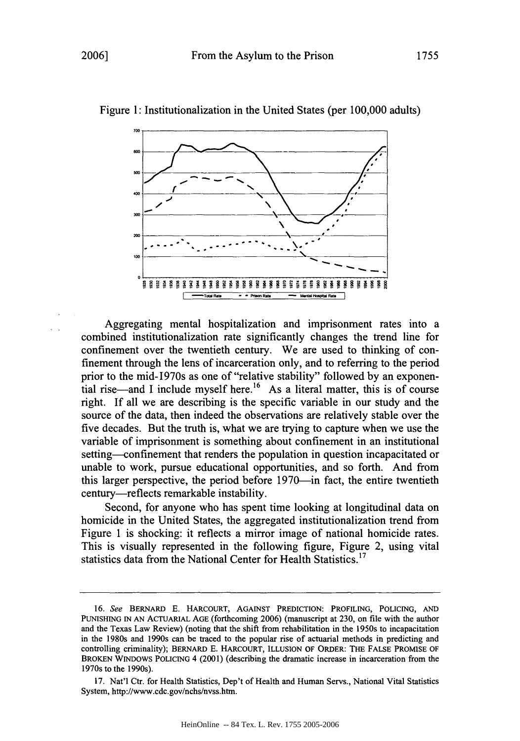Figure 1: Institutionalization in the United States (per 100,000 adults)

Aggregating mental hospitalization and imprisonment rates into a combined institutionalization rate significantly changes the trend line for confinement over the twentieth century. We are used to thinking of confinement through the lens of incarceration only, and to referring to the period prior to the mid-1970s as one of "relative stability" followed by an exponential rise—and I include myself here.[16] As a literal matter, this is of course right. If all we are describing is the specific variable in our study and the source of the data, then indeed the observations are relatively stable over the five decades. But the truth is, what we are trying to capture when we use the variable of imprisonment is something about confinement in an institutional setting—confinement that renders the population in question incapacitated or unable to work, pursue educational opportunities, and so forth. And from this larger perspective, the period before 1970—in fact, the entire twentieth century—reflects remarkable instability.

Second, for anyone who has spent time looking at longitudinal data on homicide in the United States, the aggregated institutionalization trend from Figure 1 is shocking: it reflects a mirror image of national homicide rates. This is visually represented in the following figure, Figure 2, using vital statistics data from the National Center for Health Statistics.[17]

---

16. *See* BERNARD E. HARCOURT, AGAINST PREDICTION: PROFILING, POLICING, AND PUNISHING IN AN ACTUARIAL AGE (forthcoming 2006) (manuscript at 230, on file with the author and the Texas Law Review) (noting that the shift from rehabilitation in the 1950s to incapacitation in the 1980s and 1990s can be traced to the popular rise of actuarial methods in predicting and controlling criminality); BERNARD E. HARCOURT, ILLUSION OF ORDER: THE FALSE PROMISE OF BROKEN WINDOWS POLICING 4 (2001) (describing the dramatic increase in incarceration from the 1970s to the 1990s).

17. Nat'l Ctr. for Health Statistics, Dep't of Health and Human Servs., National Vital Statistics System, http://www.cdc.gov/nchs/nvss.htm.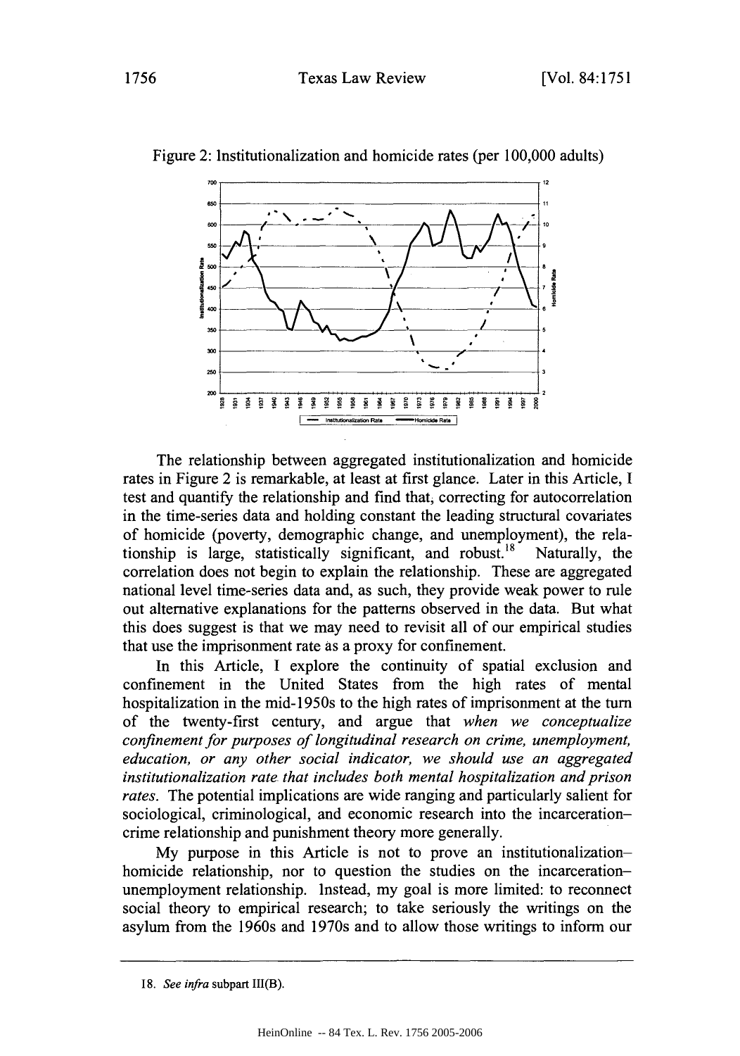Figure 2: Institutionalization and homicide rates (per 100,000 adults)

The relationship between aggregated institutionalization and homicide rates in Figure 2 is remarkable, at least at first glance. Later in this Article, I test and quantify the relationship and find that, correcting for autocorrelation in the time-series data and holding constant the leading structural covariates of homicide (poverty, demographic change, and unemployment), the relationship is large, statistically significant, and robust.[18] Naturally, the correlation does not begin to explain the relationship. These are aggregated national level time-series data and, as such, they provide weak power to rule out alternative explanations for the patterns observed in the data. But what this does suggest is that we may need to revisit all of our empirical studies that use the imprisonment rate as a proxy for confinement.

In this Article, I explore the continuity of spatial exclusion and confinement in the United States from the high rates of mental hospitalization in the mid-1950s to the high rates of imprisonment at the turn of the twenty-first century, and argue that *when we conceptualize confinement for purposes of longitudinal research on crime, unemployment, education, or any other social indicator, we should use an aggregated institutionalization rate that includes both mental hospitalization and prison rates.* The potential implications are wide ranging and particularly salient for sociological, criminological, and economic research into the incarceration–crime relationship and punishment theory more generally.

My purpose in this Article is not to prove an institutionalization–homicide relationship, nor to question the studies on the incarceration–unemployment relationship. Instead, my goal is more limited: to reconnect social theory to empirical research; to take seriously the writings on the asylum from the 1960s and 1970s and to allow those writings to inform our

18. *See infra* subpart III(B).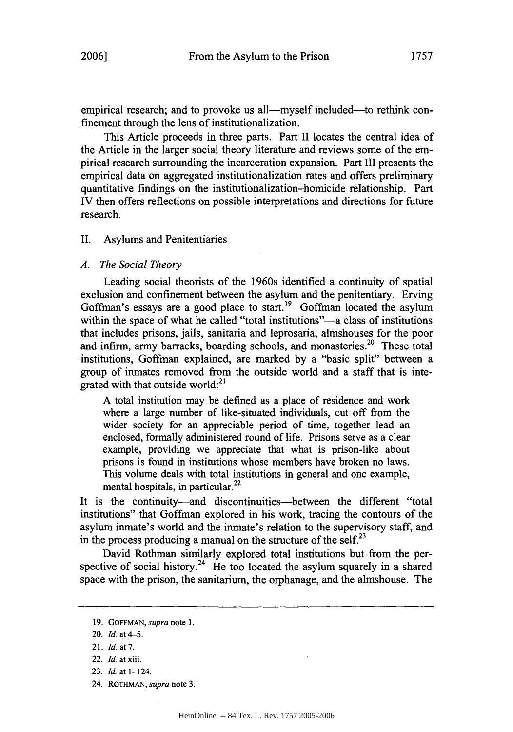empirical research; and to provoke us all—myself included—to rethink confinement through the lens of institutionalization.

This Article proceeds in three parts. Part II locates the central idea of the Article in the larger social theory literature and reviews some of the empirical research surrounding the incarceration expansion. Part III presents the empirical data on aggregated institutionalization rates and offers preliminary quantitative findings on the institutionalization–homicide relationship. Part IV then offers reflections on possible interpretations and directions for future research.

## II. Asylums and Penitentiaries

### *A. The Social Theory*

Leading social theorists of the 1960s identified a continuity of spatial exclusion and confinement between the asylum and the penitentiary. Erving Goffman's essays are a good place to start.[19] Goffman located the asylum within the space of what he called "total institutions"—a class of institutions that includes prisons, jails, sanitaria and leprosaria, almshouses for the poor and infirm, army barracks, boarding schools, and monasteries.[20] These total institutions, Goffman explained, are marked by a "basic split" between a group of inmates removed from the outside world and a staff that is integrated with that outside world:[21]

> A total institution may be defined as a place of residence and work where a large number of like-situated individuals, cut off from the wider society for an appreciable period of time, together lead an enclosed, formally administered round of life. Prisons serve as a clear example, providing we appreciate that what is prison-like about prisons is found in institutions whose members have broken no laws. This volume deals with total institutions in general and one example, mental hospitals, in particular.[22]

It is the continuity—and discontinuities—between the different "total institutions" that Goffman explored in his work, tracing the contours of the asylum inmate's world and the inmate's relation to the supervisory staff, and in the process producing a manual on the structure of the self.[23]

David Rothman similarly explored total institutions but from the perspective of social history.[24] He too located the asylum squarely in a shared space with the prison, the sanitarium, the orphanage, and the almshouse. The

---

19. GOFFMAN, *supra* note 1.

20. *Id.* at 4–5.

21. *Id.* at 7.

22. *Id.* at xiii.

23. *Id.* at 1–124.

24. ROTHMAN, *supra* note 3.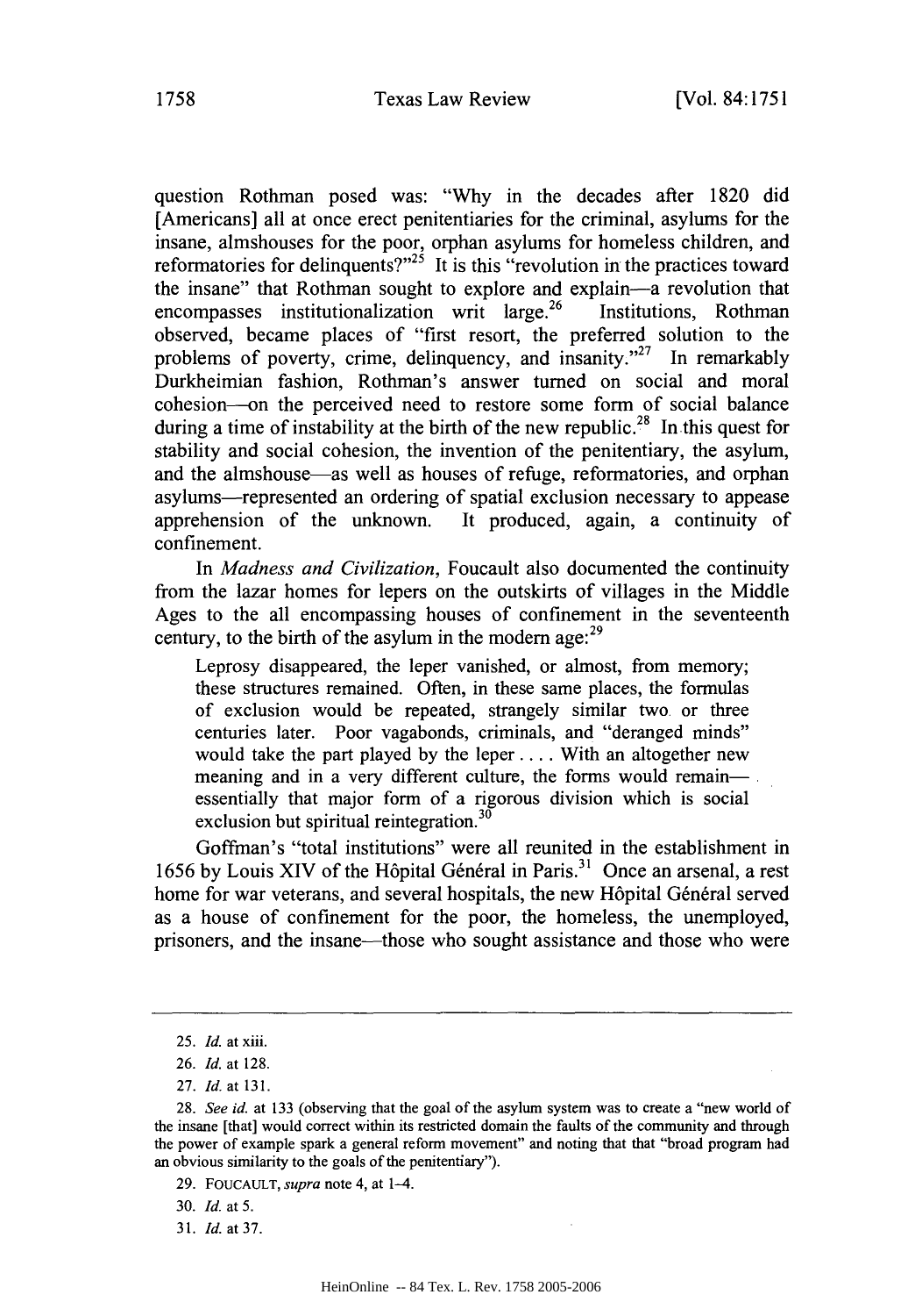question Rothman posed was: "Why in the decades after 1820 did [Americans] all at once erect penitentiaries for the criminal, asylums for the insane, almshouses for the poor, orphan asylums for homeless children, and reformatories for delinquents?"[25] It is this "revolution in the practices toward the insane" that Rothman sought to explore and explain—a revolution that encompasses institutionalization writ large.[26] Institutions, Rothman observed, became places of "first resort, the preferred solution to the problems of poverty, crime, delinquency, and insanity."[27] In remarkably Durkheimian fashion, Rothman's answer turned on social and moral cohesion—on the perceived need to restore some form of social balance during a time of instability at the birth of the new republic.[28] In this quest for stability and social cohesion, the invention of the penitentiary, the asylum, and the almshouse—as well as houses of refuge, reformatories, and orphan asylums—represented an ordering of spatial exclusion necessary to appease apprehension of the unknown. It produced, again, a continuity of confinement.

In *Madness and Civilization*, Foucault also documented the continuity from the lazar homes for lepers on the outskirts of villages in the Middle Ages to the all encompassing houses of confinement in the seventeenth century, to the birth of the asylum in the modern age:[29]

> Leprosy disappeared, the leper vanished, or almost, from memory; these structures remained. Often, in these same places, the formulas of exclusion would be repeated, strangely similar two or three centuries later. Poor vagabonds, criminals, and "deranged minds" would take the part played by the leper .... With an altogether new meaning and in a very different culture, the forms would remain—essentially that major form of a rigorous division which is social exclusion but spiritual reintegration.[30]

Goffman's "total institutions" were all reunited in the establishment in 1656 by Louis XIV of the Hôpital Général in Paris.[31] Once an arsenal, a rest home for war veterans, and several hospitals, the new Hôpital Général served as a house of confinement for the poor, the homeless, the unemployed, prisoners, and the insane—those who sought assistance and those who were

---

25. *Id.* at xiii.

26. *Id.* at 128.

27. *Id.* at 131.

28. *See id.* at 133 (observing that the goal of the asylum system was to create a "new world of the insane [that] would correct within its restricted domain the faults of the community and through the power of example spark a general reform movement" and noting that that "broad program had an obvious similarity to the goals of the penitentiary").

29. FOUCAULT, *supra* note 4, at 1–4.

30. *Id.* at 5.

31. *Id.* at 37.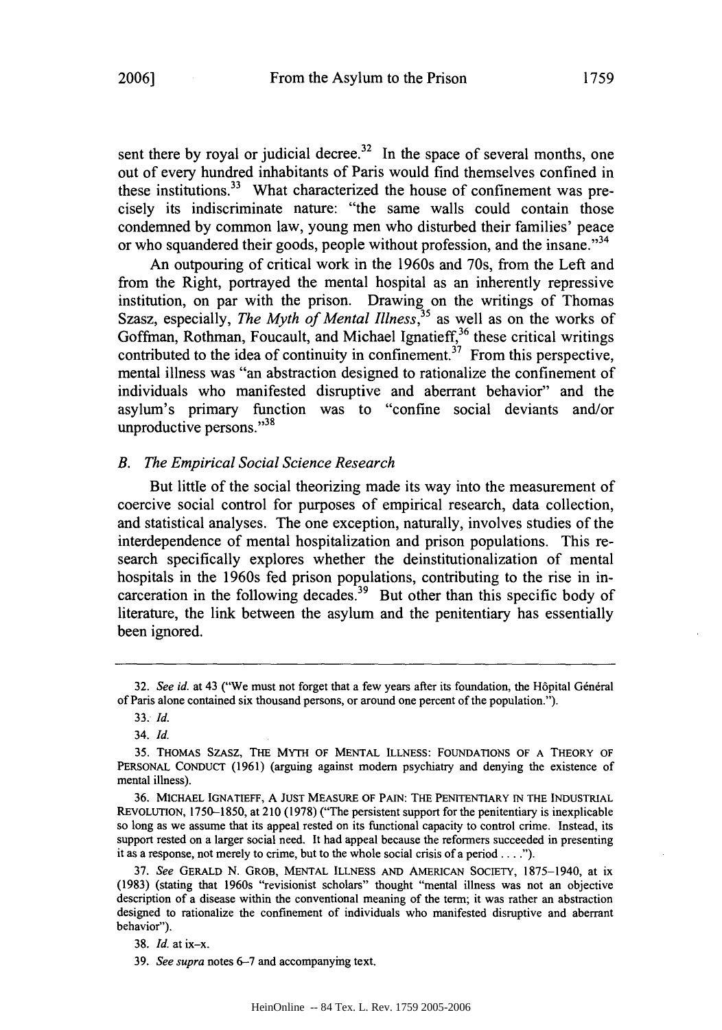sent there by royal or judicial decree.[32] In the space of several months, one out of every hundred inhabitants of Paris would find themselves confined in these institutions.[33] What characterized the house of confinement was precisely its indiscriminate nature: "the same walls could contain those condemned by common law, young men who disturbed their families' peace or who squandered their goods, people without profession, and the insane."[34]

An outpouring of critical work in the 1960s and 70s, from the Left and from the Right, portrayed the mental hospital as an inherently repressive institution, on par with the prison. Drawing on the writings of Thomas Szasz, especially, *The Myth of Mental Illness*,[35] as well as on the works of Goffman, Rothman, Foucault, and Michael Ignatieff,[36] these critical writings contributed to the idea of continuity in confinement.[37] From this perspective, mental illness was "an abstraction designed to rationalize the confinement of individuals who manifested disruptive and aberrant behavior" and the asylum's primary function was to "confine social deviants and/or unproductive persons."[38]

### *B. The Empirical Social Science Research*

But little of the social theorizing made its way into the measurement of coercive social control for purposes of empirical research, data collection, and statistical analyses. The one exception, naturally, involves studies of the interdependence of mental hospitalization and prison populations. This research specifically explores whether the deinstitutionalization of mental hospitals in the 1960s fed prison populations, contributing to the rise in incarceration in the following decades.[39] But other than this specific body of literature, the link between the asylum and the penitentiary has essentially been ignored.

---

32. *See id.* at 43 ("We must not forget that a few years after its foundation, the Hôpital Général of Paris alone contained six thousand persons, or around one percent of the population.").

33. *Id.*

34. *Id.*

35. THOMAS SZASZ, THE MYTH OF MENTAL ILLNESS: FOUNDATIONS OF A THEORY OF PERSONAL CONDUCT (1961) (arguing against modern psychiatry and denying the existence of mental illness).

36. MICHAEL IGNATIEFF, A JUST MEASURE OF PAIN: THE PENITENTIARY IN THE INDUSTRIAL REVOLUTION, 1750–1850, at 210 (1978) ("The persistent support for the penitentiary is inexplicable so long as we assume that its appeal rested on its functional capacity to control crime. Instead, its support rested on a larger social need. It had appeal because the reformers succeeded in presenting it as a response, not merely to crime, but to the whole social crisis of a period . . . .").

37. *See* GERALD N. GROB, MENTAL ILLNESS AND AMERICAN SOCIETY, 1875–1940, at ix (1983) (stating that 1960s "revisionist scholars" thought "mental illness was not an objective description of a disease within the conventional meaning of the term; it was rather an abstraction designed to rationalize the confinement of individuals who manifested disruptive and aberrant behavior").

38. *Id.* at ix–x.

39. *See supra* notes 6–7 and accompanying text.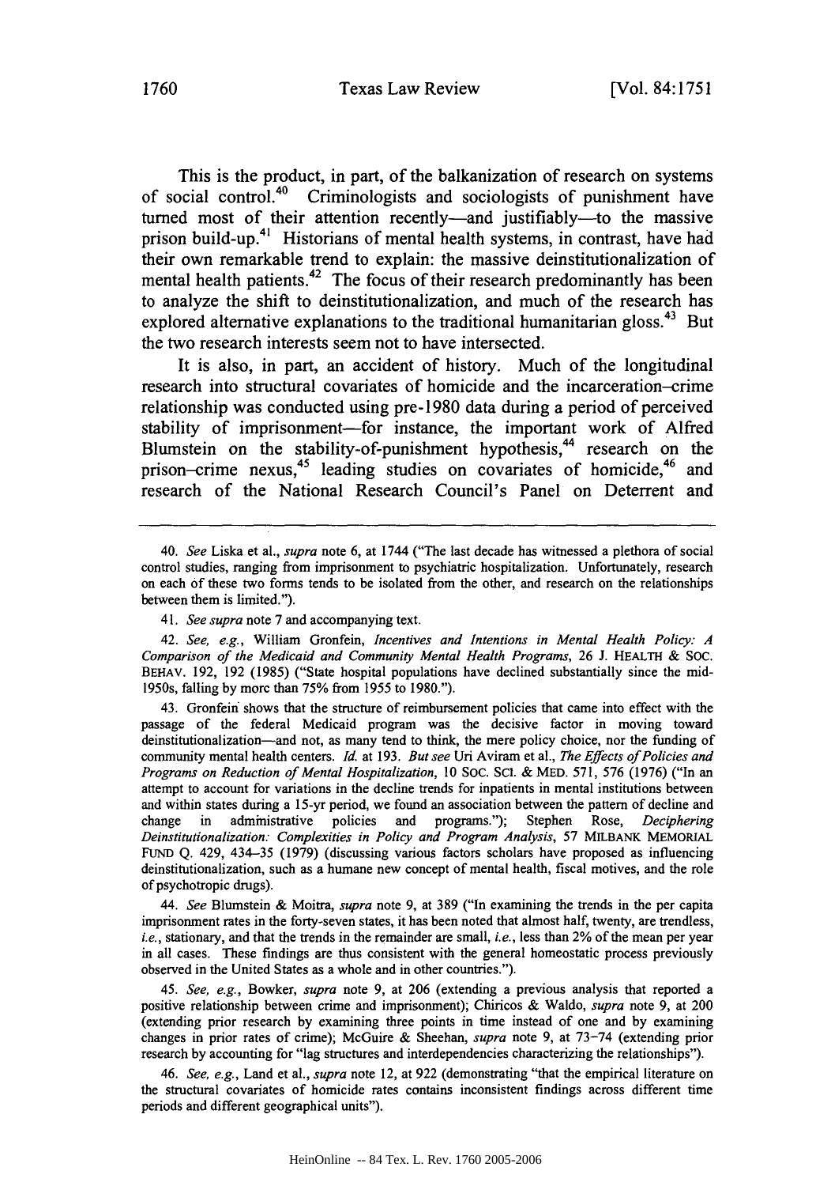This is the product, in part, of the balkanization of research on systems of social control.[40] Criminologists and sociologists of punishment have turned most of their attention recently—and justifiably—to the massive prison build-up.[41] Historians of mental health systems, in contrast, have had their own remarkable trend to explain: the massive deinstitutionalization of mental health patients.[42] The focus of their research predominantly has been to analyze the shift to deinstitutionalization, and much of the research has explored alternative explanations to the traditional humanitarian gloss.[43] But the two research interests seem not to have intersected.

It is also, in part, an accident of history. Much of the longitudinal research into structural covariates of homicide and the incarceration–crime relationship was conducted using pre-1980 data during a period of perceived stability of imprisonment—for instance, the important work of Alfred Blumstein on the stability-of-punishment hypothesis,[44] research on the prison–crime nexus,[45] leading studies on covariates of homicide,[46] and research of the National Research Council's Panel on Deterrent and

---

40. *See* Liska et al., *supra* note 6, at 1744 ("The last decade has witnessed a plethora of social control studies, ranging from imprisonment to psychiatric hospitalization. Unfortunately, research on each of these two forms tends to be isolated from the other, and research on the relationships between them is limited.").

41. *See supra* note 7 and accompanying text.

42. *See, e.g.*, William Gronfein, *Incentives and Intentions in Mental Health Policy: A Comparison of the Medicaid and Community Mental Health Programs*, 26 J. HEALTH & SOC. BEHAV. 192, 192 (1985) ("State hospital populations have declined substantially since the mid-1950s, falling by more than 75% from 1955 to 1980.").

43. Gronfein shows that the structure of reimbursement policies that came into effect with the passage of the federal Medicaid program was the decisive factor in moving toward deinstitutionalization—and not, as many tend to think, the mere policy choice, nor the funding of community mental health centers. *Id.* at 193. *But see* Uri Aviram et al., *The Effects of Policies and Programs on Reduction of Mental Hospitalization*, 10 SOC. SCI. & MED. 571, 576 (1976) ("In an attempt to account for variations in the decline trends for inpatients in mental institutions between and within states during a 15-yr period, we found an association between the pattern of decline and change in administrative policies and programs."); Stephen Rose, *Deciphering Deinstitutionalization: Complexities in Policy and Program Analysis*, 57 MILBANK MEMORIAL FUND Q. 429, 434–35 (1979) (discussing various factors scholars have proposed as influencing deinstitutionalization, such as a humane new concept of mental health, fiscal motives, and the role of psychotropic drugs).

44. *See* Blumstein & Moitra, *supra* note 9, at 389 ("In examining the trends in the per capita imprisonment rates in the forty-seven states, it has been noted that almost half, twenty, are trendless, *i.e.*, stationary, and that the trends in the remainder are small, *i.e.*, less than 2% of the mean per year in all cases. These findings are thus consistent with the general homeostatic process previously observed in the United States as a whole and in other countries.").

45. *See, e.g.*, Bowker, *supra* note 9, at 206 (extending a previous analysis that reported a positive relationship between crime and imprisonment); Chiricos & Waldo, *supra* note 9, at 200 (extending prior research by examining three points in time instead of one and by examining changes in prior rates of crime); McGuire & Sheehan, *supra* note 9, at 73–74 (extending prior research by accounting for "lag structures and interdependencies characterizing the relationships").

46. *See, e.g.*, Land et al., *supra* note 12, at 922 (demonstrating "that the empirical literature on the structural covariates of homicide rates contains inconsistent findings across different time periods and different geographical units").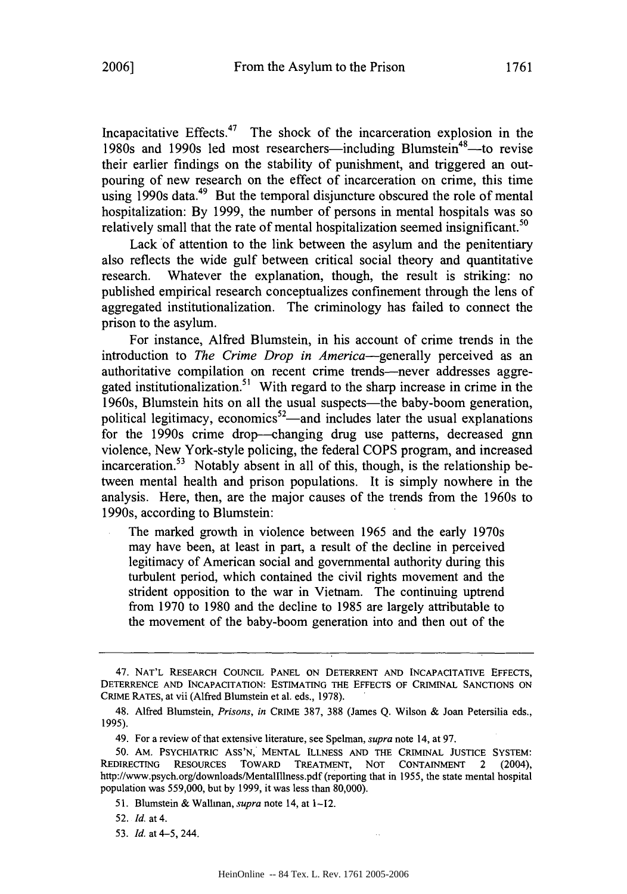Incapacitative Effects.[47] The shock of the incarceration explosion in the 1980s and 1990s led most researchers—including Blumstein[48]—to revise their earlier findings on the stability of punishment, and triggered an outpouring of new research on the effect of incarceration on crime, this time using 1990s data.[49] But the temporal disjuncture obscured the role of mental hospitalization: By 1999, the number of persons in mental hospitals was so relatively small that the rate of mental hospitalization seemed insignificant.[50]

Lack of attention to the link between the asylum and the penitentiary also reflects the wide gulf between critical social theory and quantitative research. Whatever the explanation, though, the result is striking: no published empirical research conceptualizes confinement through the lens of aggregated institutionalization. The criminology has failed to connect the prison to the asylum.

For instance, Alfred Blumstein, in his account of crime trends in the introduction to *The Crime Drop in America*—generally perceived as an authoritative compilation on recent crime trends—never addresses aggregated institutionalization.[51] With regard to the sharp increase in crime in the 1960s, Blumstein hits on all the usual suspects—the baby-boom generation, political legitimacy, economics[52]—and includes later the usual explanations for the 1990s crime drop—changing drug use patterns, decreased gnn violence, New York-style policing, the federal COPS program, and increased incarceration.[53] Notably absent in all of this, though, is the relationship between mental health and prison populations. It is simply nowhere in the analysis. Here, then, are the major causes of the trends from the 1960s to 1990s, according to Blumstein:

> The marked growth in violence between 1965 and the early 1970s may have been, at least in part, a result of the decline in perceived legitimacy of American social and governmental authority during this turbulent period, which contained the civil rights movement and the strident opposition to the war in Vietnam. The continuing uptrend from 1970 to 1980 and the decline to 1985 are largely attributable to the movement of the baby-boom generation into and then out of the

---

47. NAT'L RESEARCH COUNCIL PANEL ON DETERRENT AND INCAPACITATIVE EFFECTS, DETERRENCE AND INCAPACITATION: ESTIMATING THE EFFECTS OF CRIMINAL SANCTIONS ON CRIME RATES, at vii (Alfred Blumstein et al. eds., 1978).

48. Alfred Blumstein, *Prisons*, *in* CRIME 387, 388 (James Q. Wilson & Joan Petersilia eds., 1995).

49. For a review of that extensive literature, see Spelman, *supra* note 14, at 97.

50. AM. PSYCHIATRIC ASS'N, MENTAL ILLNESS AND THE CRIMINAL JUSTICE SYSTEM: REDIRECTING RESOURCES TOWARD TREATMENT, NOT CONTAINMENT 2 (2004), http://www.psych.org/downloads/MentalIllness.pdf (reporting that in 1955, the state mental hospital population was 559,000, but by 1999, it was less than 80,000).

51. Blumstein & Wallman, *supra* note 14, at 1–12.

52. *Id.* at 4.

53. *Id.* at 4–5, 244.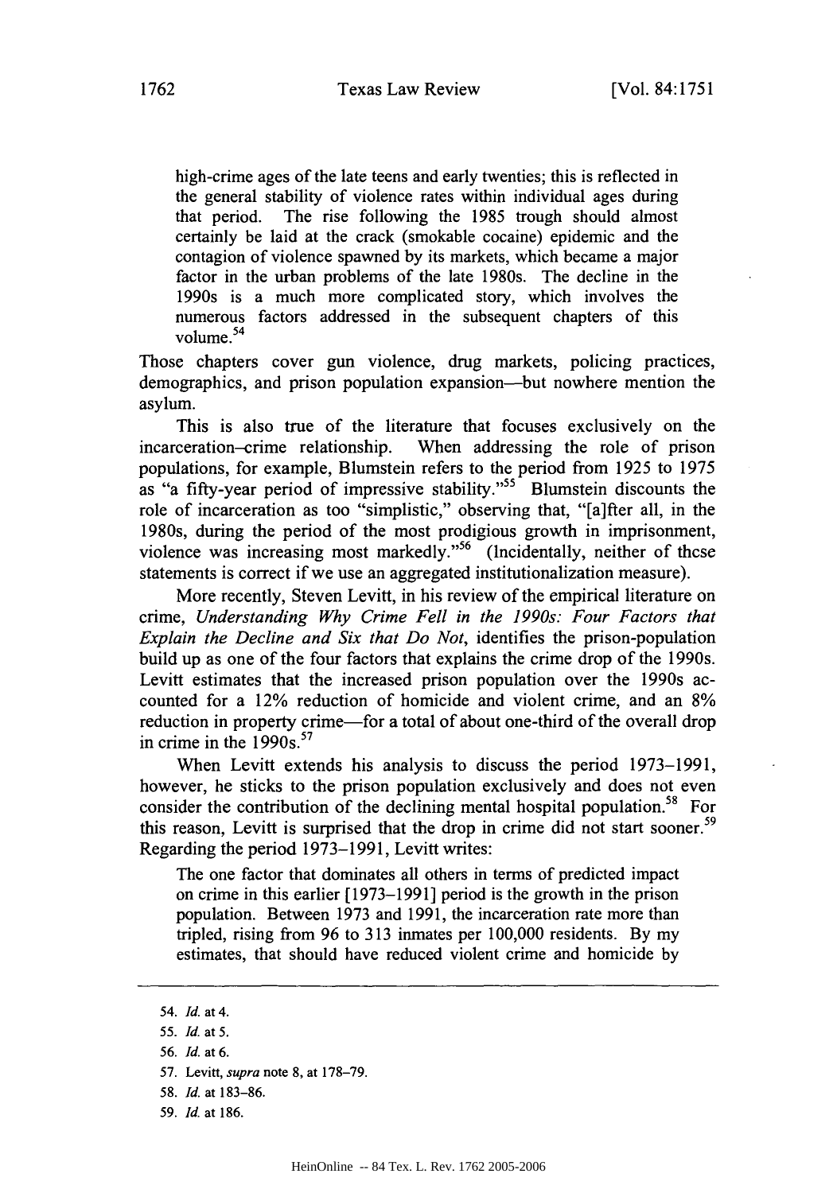high-crime ages of the late teens and early twenties; this is reflected in the general stability of violence rates within individual ages during that period. The rise following the 1985 trough should almost certainly be laid at the crack (smokable cocaine) epidemic and the contagion of violence spawned by its markets, which became a major factor in the urban problems of the late 1980s. The decline in the 1990s is a much more complicated story, which involves the numerous factors addressed in the subsequent chapters of this volume.[54]

Those chapters cover gun violence, drug markets, policing practices, demographics, and prison population expansion—but nowhere mention the asylum.

This is also true of the literature that focuses exclusively on the incarceration–crime relationship. When addressing the role of prison populations, for example, Blumstein refers to the period from 1925 to 1975 as "a fifty-year period of impressive stability."[55] Blumstein discounts the role of incarceration as too "simplistic," observing that, "[a]fter all, in the 1980s, during the period of the most prodigious growth in imprisonment, violence was increasing most markedly."[56] (Incidentally, neither of these statements is correct if we use an aggregated institutionalization measure).

More recently, Steven Levitt, in his review of the empirical literature on crime, *Understanding Why Crime Fell in the 1990s: Four Factors that Explain the Decline and Six that Do Not*, identifies the prison-population build up as one of the four factors that explains the crime drop of the 1990s. Levitt estimates that the increased prison population over the 1990s accounted for a 12% reduction of homicide and violent crime, and an 8% reduction in property crime—for a total of about one-third of the overall drop in crime in the 1990s.[57]

When Levitt extends his analysis to discuss the period 1973–1991, however, he sticks to the prison population exclusively and does not even consider the contribution of the declining mental hospital population.[58] For this reason, Levitt is surprised that the drop in crime did not start sooner.[59] Regarding the period 1973–1991, Levitt writes:

> The one factor that dominates all others in terms of predicted impact on crime in this earlier [1973–1991] period is the growth in the prison population. Between 1973 and 1991, the incarceration rate more than tripled, rising from 96 to 313 inmates per 100,000 residents. By my estimates, that should have reduced violent crime and homicide by

---

54. *Id.* at 4.

55. *Id.* at 5.

56. *Id.* at 6.

57. Levitt, *supra* note 8, at 178–79.

58. *Id.* at 183–86.

59. *Id.* at 186.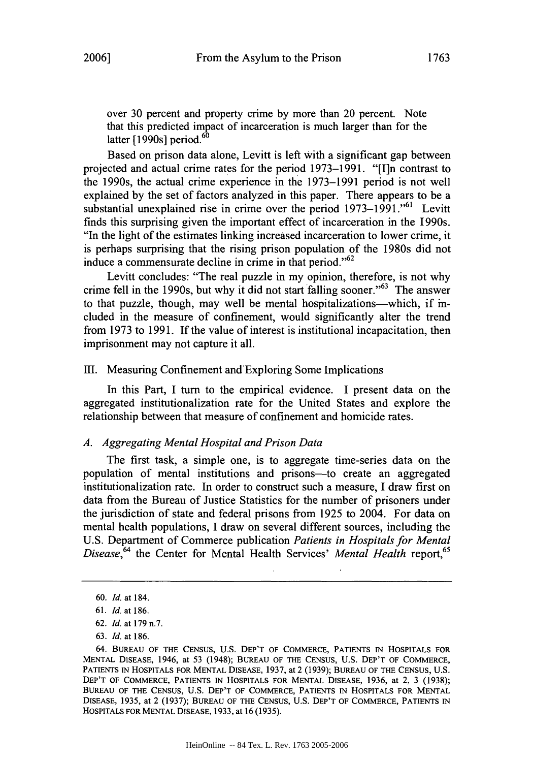over 30 percent and property crime by more than 20 percent. Note that this predicted impact of incarceration is much larger than for the latter [1990s] period.[60]

Based on prison data alone, Levitt is left with a significant gap between projected and actual crime rates for the period 1973–1991. "[I]n contrast to the 1990s, the actual crime experience in the 1973–1991 period is not well explained by the set of factors analyzed in this paper. There appears to be a substantial unexplained rise in crime over the period 1973–1991."[61] Levitt finds this surprising given the important effect of incarceration in the 1990s. "In the light of the estimates linking increased incarceration to lower crime, it is perhaps surprising that the rising prison population of the 1980s did not induce a commensurate decline in crime in that period."[62]

Levitt concludes: "The real puzzle in my opinion, therefore, is not why crime fell in the 1990s, but why it did not start falling sooner."[63] The answer to that puzzle, though, may well be mental hospitalizations—which, if included in the measure of confinement, would significantly alter the trend from 1973 to 1991. If the value of interest is institutional incapacitation, then imprisonment may not capture it all.

## III. Measuring Confinement and Exploring Some Implications

In this Part, I turn to the empirical evidence. I present data on the aggregated institutionalization rate for the United States and explore the relationship between that measure of confinement and homicide rates.

### *A. Aggregating Mental Hospital and Prison Data*

The first task, a simple one, is to aggregate time-series data on the population of mental institutions and prisons—to create an aggregated institutionalization rate. In order to construct such a measure, I draw first on data from the Bureau of Justice Statistics for the number of prisoners under the jurisdiction of state and federal prisons from 1925 to 2004. For data on mental health populations, I draw on several different sources, including the U.S. Department of Commerce publication *Patients in Hospitals for Mental Disease*,[64] the Center for Mental Health Services' *Mental Health* report,[65]

---

60. *Id.* at 184.

61. *Id.* at 186.

62. *Id.* at 179 n.7.

63. *Id.* at 186.

64. BUREAU OF THE CENSUS, U.S. DEP'T OF COMMERCE, PATIENTS IN HOSPITALS FOR MENTAL DISEASE, 1946, at 53 (1948); BUREAU OF THE CENSUS, U.S. DEP'T OF COMMERCE, PATIENTS IN HOSPITALS FOR MENTAL DISEASE, 1937, at 2 (1939); BUREAU OF THE CENSUS, U.S. DEP'T OF COMMERCE, PATIENTS IN HOSPITALS FOR MENTAL DISEASE, 1936, at 2, 3 (1938); BUREAU OF THE CENSUS, U.S. DEP'T OF COMMERCE, PATIENTS IN HOSPITALS FOR MENTAL DISEASE, 1935, at 2 (1937); BUREAU OF THE CENSUS, U.S. DEP'T OF COMMERCE, PATIENTS IN HOSPITALS FOR MENTAL DISEASE, 1933, at 16 (1935).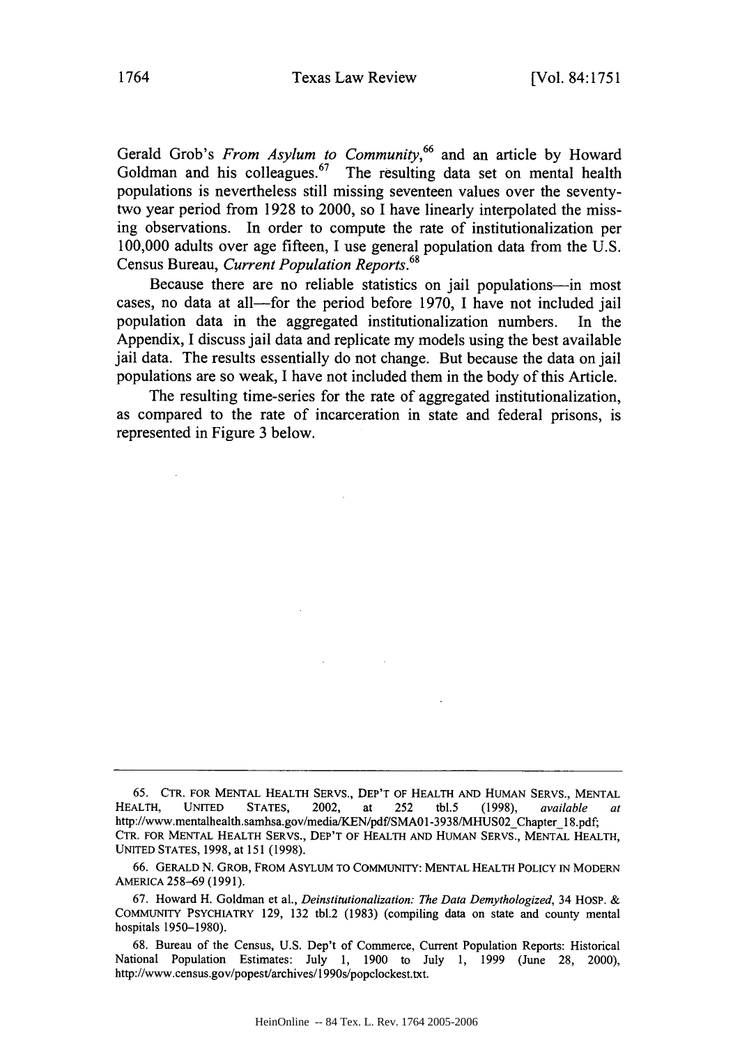Gerald Grob's *From Asylum to Community*,[66] and an article by Howard Goldman and his colleagues.[67] The resulting data set on mental health populations is nevertheless still missing seventeen values over the seventy-two year period from 1928 to 2000, so I have linearly interpolated the missing observations. In order to compute the rate of institutionalization per 100,000 adults over age fifteen, I use general population data from the U.S. Census Bureau, *Current Population Reports*.[68]

Because there are no reliable statistics on jail populations—in most cases, no data at all—for the period before 1970, I have not included jail population data in the aggregated institutionalization numbers. In the Appendix, I discuss jail data and replicate my models using the best available jail data. The results essentially do not change. But because the data on jail populations are so weak, I have not included them in the body of this Article.

The resulting time-series for the rate of aggregated institutionalization, as compared to the rate of incarceration in state and federal prisons, is represented in Figure 3 below.

---

65. CTR. FOR MENTAL HEALTH SERVS., DEP'T OF HEALTH AND HUMAN SERVS., MENTAL HEALTH, UNITED STATES, 2002, at 252 tbl.5 (1998), *available at* http://www.mentalhealth.samhsa.gov/media/KEN/pdf/SMA01-3938/MHUS02_Chapter_18.pdf; CTR. FOR MENTAL HEALTH SERVS., DEP'T OF HEALTH AND HUMAN SERVS., MENTAL HEALTH, UNITED STATES, 1998, at 151 (1998).

66. GERALD N. GROB, FROM ASYLUM TO COMMUNITY: MENTAL HEALTH POLICY IN MODERN AMERICA 258–69 (1991).

67. Howard H. Goldman et al., *Deinstitutionalization: The Data Demythologized*, 34 HOSP. & COMMUNITY PSYCHIATRY 129, 132 tbl.2 (1983) (compiling data on state and county mental hospitals 1950–1980).

68. Bureau of the Census, U.S. Dep't of Commerce, Current Population Reports: Historical National Population Estimates: July 1, 1900 to July 1, 1999 (June 28, 2000), http://www.census.gov/popest/archives/1990s/popclockest.txt.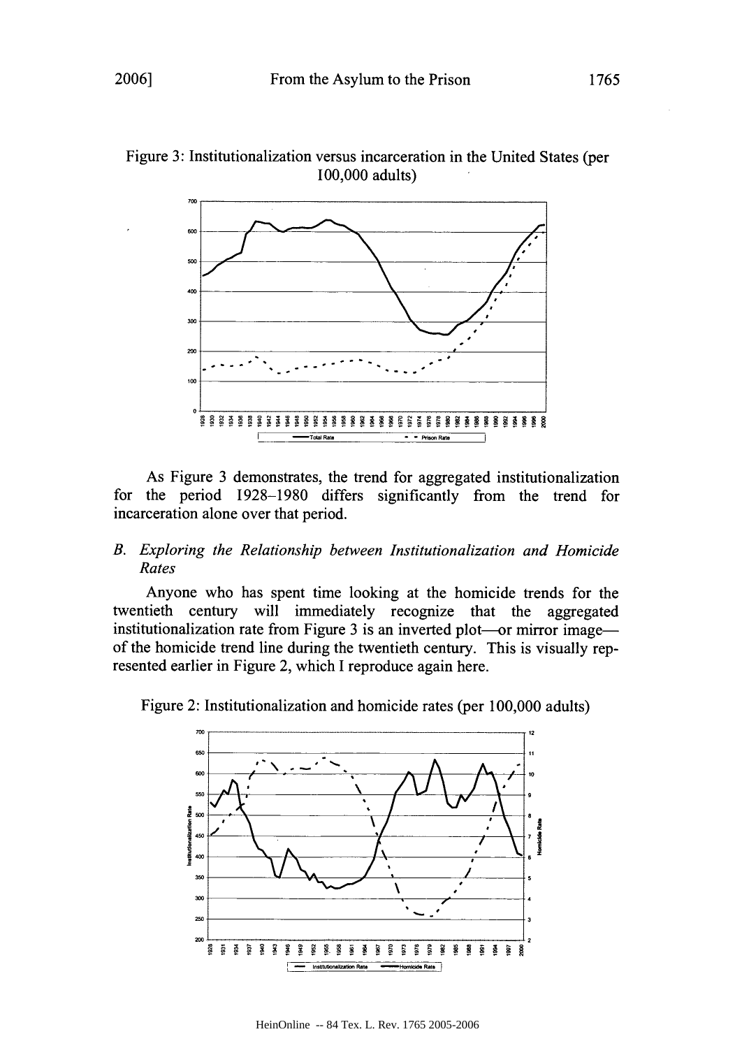Figure 3: Institutionalization versus incarceration in the United States (per 100,000 adults)

As Figure 3 demonstrates, the trend for aggregated institutionalization for the period 1928–1980 differs significantly from the trend for incarceration alone over that period.

### *B. Exploring the Relationship between Institutionalization and Homicide Rates*

Anyone who has spent time looking at the homicide trends for the twentieth century will immediately recognize that the aggregated institutionalization rate from Figure 3 is an inverted plot—or mirror image—of the homicide trend line during the twentieth century. This is visually represented earlier in Figure 2, which I reproduce again here.

Figure 2: Institutionalization and homicide rates (per 100,000 adults)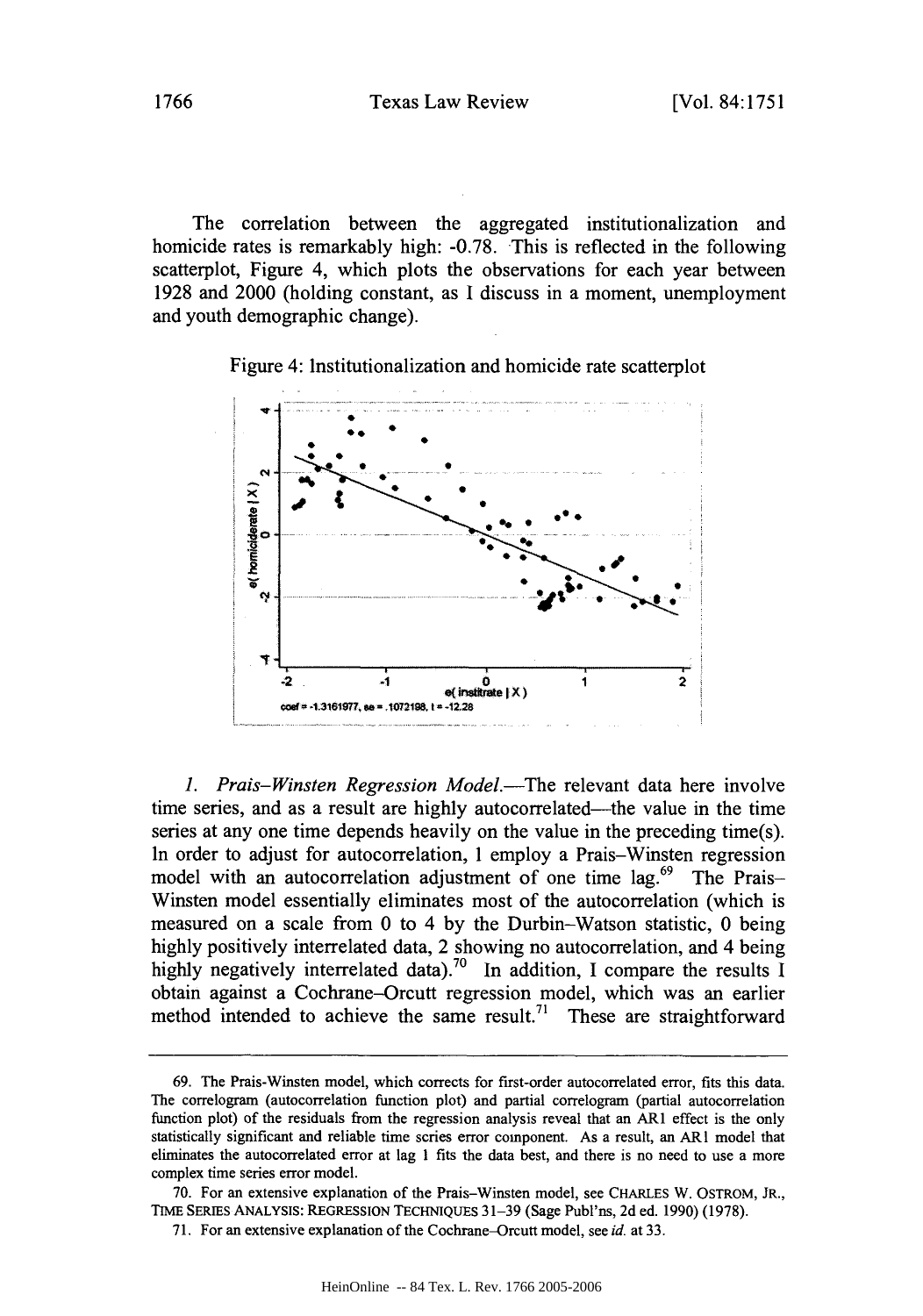The correlation between the aggregated institutionalization and homicide rates is remarkably high: -0.78. This is reflected in the following scatterplot, Figure 4, which plots the observations for each year between 1928 and 2000 (holding constant, as I discuss in a moment, unemployment and youth demographic change).

Figure 4: Institutionalization and homicide rate scatterplot

*1. Prais–Winsten Regression Model.*—The relevant data here involve time series, and as a result are highly autocorrelated—the value in the time series at any one time depends heavily on the value in the preceding time(s). In order to adjust for autocorrelation, I employ a Prais–Winsten regression model with an autocorrelation adjustment of one time lag.[69] The Prais–Winsten model essentially eliminates most of the autocorrelation (which is measured on a scale from 0 to 4 by the Durbin–Watson statistic, 0 being highly positively interrelated data, 2 showing no autocorrelation, and 4 being highly negatively interrelated data).[70] In addition, I compare the results I obtain against a Cochrane–Orcutt regression model, which was an earlier method intended to achieve the same result.[71] These are straightforward

---

69. The Prais-Winsten model, which corrects for first-order autocorrelated error, fits this data. The correlogram (autocorrelation function plot) and partial correlogram (partial autocorrelation function plot) of the residuals from the regression analysis reveal that an AR1 effect is the only statistically significant and reliable time series error component. As a result, an AR1 model that eliminates the autocorrelated error at lag 1 fits the data best, and there is no need to use a more complex time series error model.

70. For an extensive explanation of the Prais–Winsten model, see CHARLES W. OSTROM, JR., TIME SERIES ANALYSIS: REGRESSION TECHNIQUES 31–39 (Sage Publ'ns, 2d ed. 1990) (1978).

71. For an extensive explanation of the Cochrane–Orcutt model, see *id.* at 33.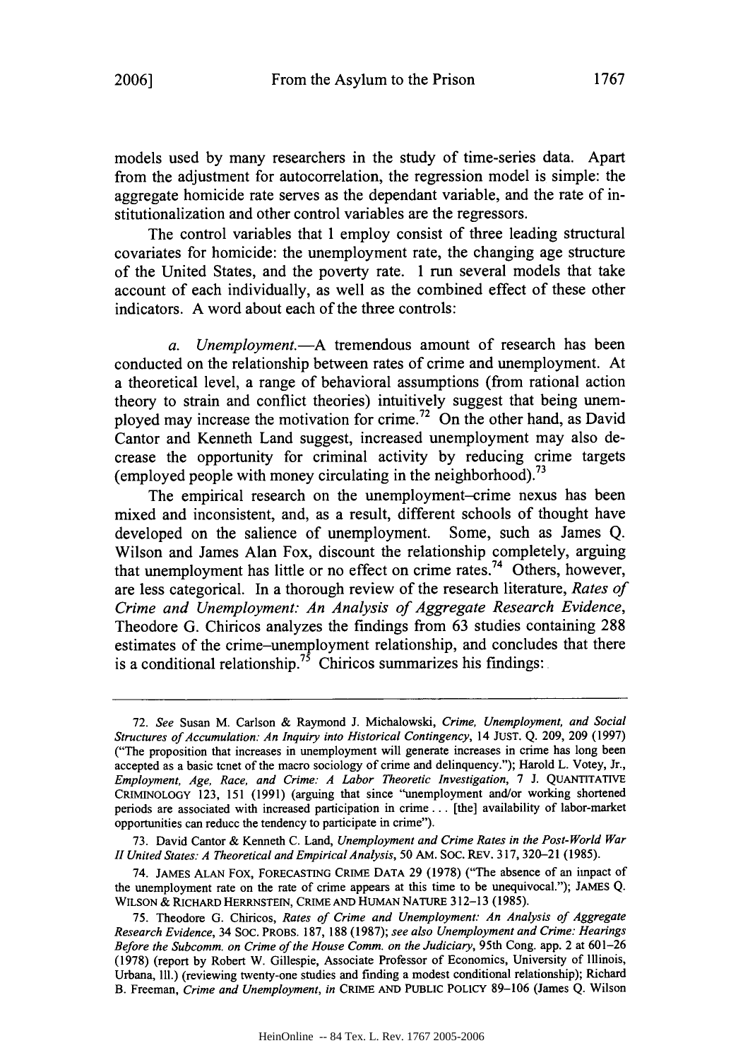models used by many researchers in the study of time-series data. Apart from the adjustment for autocorrelation, the regression model is simple: the aggregate homicide rate serves as the dependant variable, and the rate of institutionalization and other control variables are the regressors.

The control variables that I employ consist of three leading structural covariates for homicide: the unemployment rate, the changing age structure of the United States, and the poverty rate. I run several models that take account of each individually, as well as the combined effect of these other indicators. A word about each of the three controls:

*a. Unemployment.*—A tremendous amount of research has been conducted on the relationship between rates of crime and unemployment. At a theoretical level, a range of behavioral assumptions (from rational action theory to strain and conflict theories) intuitively suggest that being unemployed may increase the motivation for crime.[72] On the other hand, as David Cantor and Kenneth Land suggest, increased unemployment may also decrease the opportunity for criminal activity by reducing crime targets (employed people with money circulating in the neighborhood).[73]

The empirical research on the unemployment–crime nexus has been mixed and inconsistent, and, as a result, different schools of thought have developed on the salience of unemployment. Some, such as James Q. Wilson and James Alan Fox, discount the relationship completely, arguing that unemployment has little or no effect on crime rates.[74] Others, however, are less categorical. In a thorough review of the research literature, *Rates of Crime and Unemployment: An Analysis of Aggregate Research Evidence*, Theodore G. Chiricos analyzes the findings from 63 studies containing 288 estimates of the crime–unemployment relationship, and concludes that there is a conditional relationship.[75] Chiricos summarizes his findings:

---

72. *See* Susan M. Carlson & Raymond J. Michalowski, *Crime, Unemployment, and Social Structures of Accumulation: An Inquiry into Historical Contingency*, 14 JUST. Q. 209, 209 (1997) ("The proposition that increases in unemployment will generate increases in crime has long been accepted as a basic tenet of the macro sociology of crime and delinquency."); Harold L. Votey, Jr., *Employment, Age, Race, and Crime: A Labor Theoretic Investigation*, 7 J. QUANTITATIVE CRIMINOLOGY 123, 151 (1991) (arguing that since "unemployment and/or working shortened periods are associated with increased participation in crime . . . [the] availability of labor-market opportunities can reduce the tendency to participate in crime").

73. David Cantor & Kenneth C. Land, *Unemployment and Crime Rates in the Post-World War II United States: A Theoretical and Empirical Analysis*, 50 AM. SOC. REV. 317, 320–21 (1985).

74. JAMES ALAN FOX, FORECASTING CRIME DATA 29 (1978) ("The absence of an impact of the unemployment rate on the rate of crime appears at this time to be unequivocal."); JAMES Q. WILSON & RICHARD HERRNSTEIN, CRIME AND HUMAN NATURE 312–13 (1985).

75. Theodore G. Chiricos, *Rates of Crime and Unemployment: An Analysis of Aggregate Research Evidence*, 34 SOC. PROBS. 187, 188 (1987); *see also Unemployment and Crime: Hearings Before the Subcomm. on Crime of the House Comm. on the Judiciary*, 95th Cong. app. 2 at 601–26 (1978) (report by Robert W. Gillespie, Associate Professor of Economics, University of Illinois, Urbana, Ill.) (reviewing twenty-one studies and finding a modest conditional relationship); Richard B. Freeman, *Crime and Unemployment*, *in* CRIME AND PUBLIC POLICY 89–106 (James Q. Wilson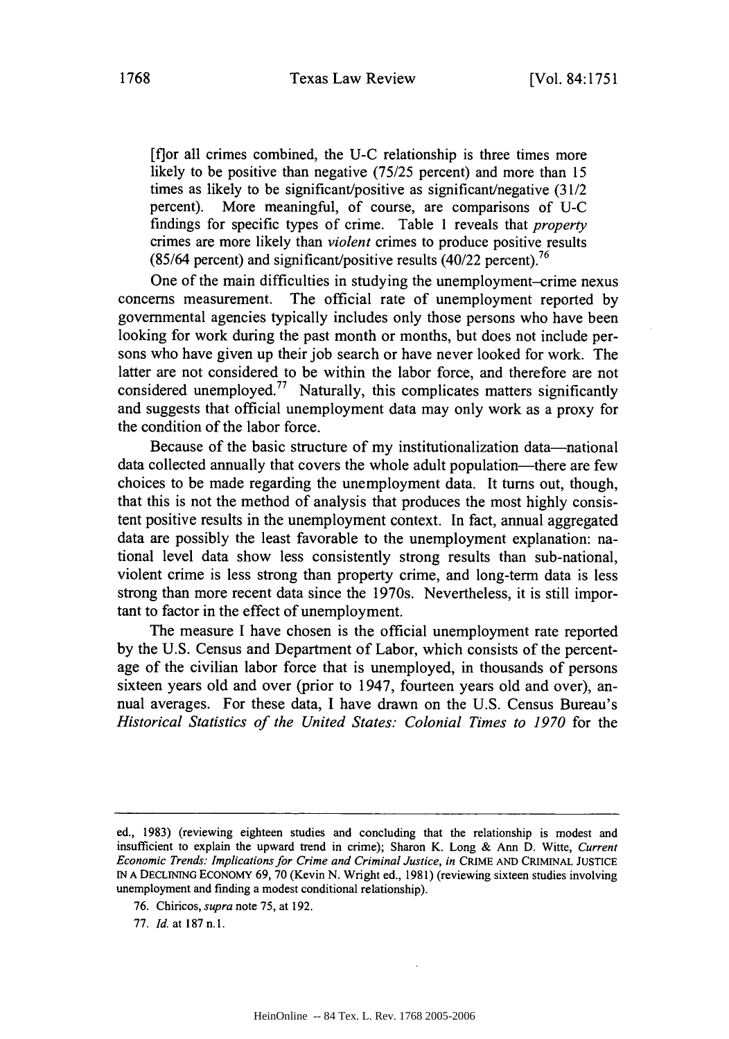[f]or all crimes combined, the U-C relationship is three times more likely to be positive than negative (75/25 percent) and more than 15 times as likely to be significant/positive as significant/negative (31/2 percent). More meaningful, of course, are comparisons of U-C findings for specific types of crime. Table 1 reveals that *property* crimes are more likely than *violent* crimes to produce positive results (85/64 percent) and significant/positive results (40/22 percent).[76]

One of the main difficulties in studying the unemployment–crime nexus concerns measurement. The official rate of unemployment reported by governmental agencies typically includes only those persons who have been looking for work during the past month or months, but does not include persons who have given up their job search or have never looked for work. The latter are not considered to be within the labor force, and therefore are not considered unemployed.[77] Naturally, this complicates matters significantly and suggests that official unemployment data may only work as a proxy for the condition of the labor force.

Because of the basic structure of my institutionalization data—national data collected annually that covers the whole adult population—there are few choices to be made regarding the unemployment data. It turns out, though, that this is not the method of analysis that produces the most highly consistent positive results in the unemployment context. In fact, annual aggregated data are possibly the least favorable to the unemployment explanation: national level data show less consistently strong results than sub-national, violent crime is less strong than property crime, and long-term data is less strong than more recent data since the 1970s. Nevertheless, it is still important to factor in the effect of unemployment.

The measure I have chosen is the official unemployment rate reported by the U.S. Census and Department of Labor, which consists of the percentage of the civilian labor force that is unemployed, in thousands of persons sixteen years old and over (prior to 1947, fourteen years old and over), annual averages. For these data, I have drawn on the U.S. Census Bureau's *Historical Statistics of the United States: Colonial Times to 1970* for the

---

ed., 1983) (reviewing eighteen studies and concluding that the relationship is modest and insufficient to explain the upward trend in crime); Sharon K. Long & Ann D. Witte, *Current Economic Trends: Implications for Crime and Criminal Justice*, *in* CRIME AND CRIMINAL JUSTICE IN A DECLINING ECONOMY 69, 70 (Kevin N. Wright ed., 1981) (reviewing sixteen studies involving unemployment and finding a modest conditional relationship).

76. Chiricos, *supra* note 75, at 192.

77. *Id.* at 187 n.1.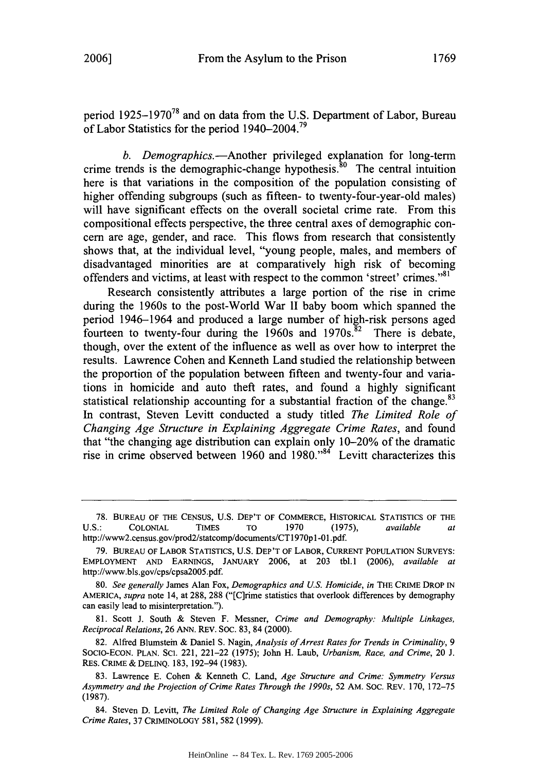period 1925–1970[78] and on data from the U.S. Department of Labor, Bureau of Labor Statistics for the period 1940–2004.[79]

*b. Demographics.*—Another privileged explanation for long-term crime trends is the demographic-change hypothesis.[80] The central intuition here is that variations in the composition of the population consisting of higher offending subgroups (such as fifteen- to twenty-four-year-old males) will have significant effects on the overall societal crime rate. From this compositional effects perspective, the three central axes of demographic concern are age, gender, and race. This flows from research that consistently shows that, at the individual level, "young people, males, and members of disadvantaged minorities are at comparatively high risk of becoming offenders and victims, at least with respect to the common 'street' crimes."[81]

Research consistently attributes a large portion of the rise in crime during the 1960s to the post-World War II baby boom which spanned the period 1946–1964 and produced a large number of high-risk persons aged fourteen to twenty-four during the 1960s and 1970s.[82] There is debate, though, over the extent of the influence as well as over how to interpret the results. Lawrence Cohen and Kenneth Land studied the relationship between the proportion of the population between fifteen and twenty-four and variations in homicide and auto theft rates, and found a highly significant statistical relationship accounting for a substantial fraction of the change.[83] In contrast, Steven Levitt conducted a study titled *The Limited Role of Changing Age Structure in Explaining Aggregate Crime Rates*, and found that "the changing age distribution can explain only 10–20% of the dramatic rise in crime observed between 1960 and 1980."[84] Levitt characterizes this

---

78. BUREAU OF THE CENSUS, U.S. DEP'T OF COMMERCE, HISTORICAL STATISTICS OF THE U.S.: COLONIAL TIMES TO 1970 (1975), *available at* http://www2.census.gov/prod2/statcomp/documents/CT1970p1-01.pdf.

79. BUREAU OF LABOR STATISTICS, U.S. DEP'T OF LABOR, CURRENT POPULATION SURVEYS: EMPLOYMENT AND EARNINGS, JANUARY 2006, at 203 tbl.1 (2006), *available at* http://www.bls.gov/cps/cpsa2005.pdf.

80. *See generally* James Alan Fox, *Demographics and U.S. Homicide*, *in* THE CRIME DROP IN AMERICA, *supra* note 14, at 288, 288 ("[C]rime statistics that overlook differences by demography can easily lead to misinterpretation.").

81. Scott J. South & Steven F. Messner, *Crime and Demography: Multiple Linkages, Reciprocal Relations*, 26 ANN. REV. SOC. 83, 84 (2000).

82. Alfred Blumstein & Daniel S. Nagin, *Analysis of Arrest Rates for Trends in Criminality*, 9 SOCIO-ECON. PLAN. SCI. 221, 221–22 (1975); John H. Laub, *Urbanism, Race, and Crime*, 20 J. RES. CRIME & DELINQ. 183, 192–94 (1983).

83. Lawrence E. Cohen & Kenneth C. Land, *Age Structure and Crime: Symmetry Versus Asymmetry and the Projection of Crime Rates Through the 1990s*, 52 AM. SOC. REV. 170, 172–75 (1987).

84. Steven D. Levitt, *The Limited Role of Changing Age Structure in Explaining Aggregate Crime Rates*, 37 CRIMINOLOGY 581, 582 (1999).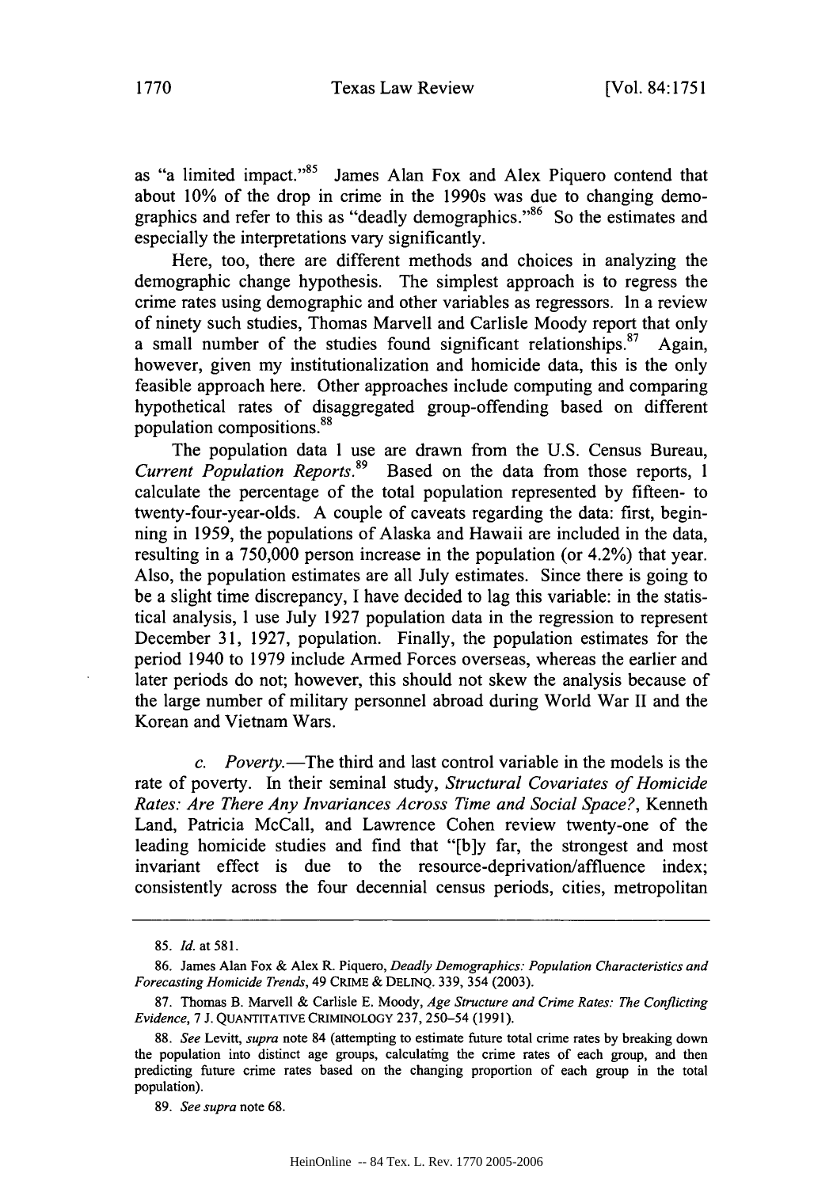as "a limited impact."[85] James Alan Fox and Alex Piquero contend that about 10% of the drop in crime in the 1990s was due to changing demographics and refer to this as "deadly demographics."[86] So the estimates and especially the interpretations vary significantly.

Here, too, there are different methods and choices in analyzing the demographic change hypothesis. The simplest approach is to regress the crime rates using demographic and other variables as regressors. In a review of ninety such studies, Thomas Marvell and Carlisle Moody report that only a small number of the studies found significant relationships.[87] Again, however, given my institutionalization and homicide data, this is the only feasible approach here. Other approaches include computing and comparing hypothetical rates of disaggregated group-offending based on different population compositions.[88]

The population data I use are drawn from the U.S. Census Bureau, *Current Population Reports*.[89] Based on the data from those reports, I calculate the percentage of the total population represented by fifteen- to twenty-four-year-olds. A couple of caveats regarding the data: first, beginning in 1959, the populations of Alaska and Hawaii are included in the data, resulting in a 750,000 person increase in the population (or 4.2%) that year. Also, the population estimates are all July estimates. Since there is going to be a slight time discrepancy, I have decided to lag this variable: in the statistical analysis, I use July 1927 population data in the regression to represent December 31, 1927, population. Finally, the population estimates for the period 1940 to 1979 include Armed Forces overseas, whereas the earlier and later periods do not; however, this should not skew the analysis because of the large number of military personnel abroad during World War II and the Korean and Vietnam Wars.

*c. Poverty.*—The third and last control variable in the models is the rate of poverty. In their seminal study, *Structural Covariates of Homicide Rates: Are There Any Invariances Across Time and Social Space?*, Kenneth Land, Patricia McCall, and Lawrence Cohen review twenty-one of the leading homicide studies and find that "[b]y far, the strongest and most invariant effect is due to the resource-deprivation/affluence index; consistently across the four decennial census periods, cities, metropolitan

---

85. *Id.* at 581.

86. James Alan Fox & Alex R. Piquero, *Deadly Demographics: Population Characteristics and Forecasting Homicide Trends*, 49 CRIME & DELINQ. 339, 354 (2003).

87. Thomas B. Marvell & Carlisle E. Moody, *Age Structure and Crime Rates: The Conflicting Evidence*, 7 J. QUANTITATIVE CRIMINOLOGY 237, 250–54 (1991).

88. *See* Levitt, *supra* note 84 (attempting to estimate future total crime rates by breaking down the population into distinct age groups, calculating the crime rates of each group, and then predicting future crime rates based on the changing proportion of each group in the total population).

89. *See supra* note 68.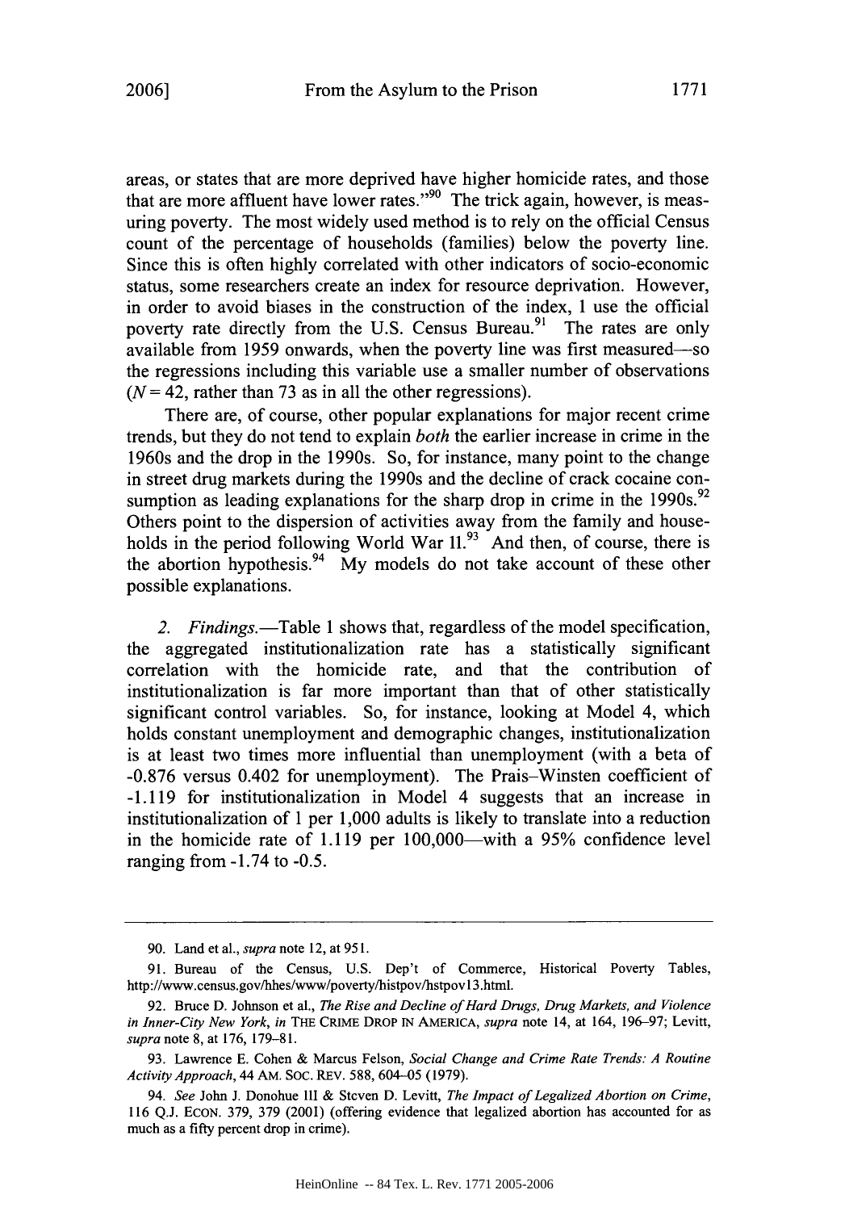areas, or states that are more deprived have higher homicide rates, and those that are more affluent have lower rates."[90] The trick again, however, is measuring poverty. The most widely used method is to rely on the official Census count of the percentage of households (families) below the poverty line. Since this is often highly correlated with other indicators of socio-economic status, some researchers create an index for resource deprivation. However, in order to avoid biases in the construction of the index, I use the official poverty rate directly from the U.S. Census Bureau.[91] The rates are only available from 1959 onwards, when the poverty line was first measured—so the regressions including this variable use a smaller number of observations ($N = 42$, rather than 73 as in all the other regressions).

There are, of course, other popular explanations for major recent crime trends, but they do not tend to explain *both* the earlier increase in crime in the 1960s and the drop in the 1990s. So, for instance, many point to the change in street drug markets during the 1990s and the decline of crack cocaine consumption as leading explanations for the sharp drop in crime in the 1990s.[92] Others point to the dispersion of activities away from the family and households in the period following World War II.[93] And then, of course, there is the abortion hypothesis.[94] My models do not take account of these other possible explanations.

*2. Findings.*—Table 1 shows that, regardless of the model specification, the aggregated institutionalization rate has a statistically significant correlation with the homicide rate, and that the contribution of institutionalization is far more important than that of other statistically significant control variables. So, for instance, looking at Model 4, which holds constant unemployment and demographic changes, institutionalization is at least two times more influential than unemployment (with a beta of -0.876 versus 0.402 for unemployment). The Prais–Winsten coefficient of -1.119 for institutionalization in Model 4 suggests that an increase in institutionalization of 1 per 1,000 adults is likely to translate into a reduction in the homicide rate of 1.119 per 100,000—with a 95% confidence level ranging from -1.74 to -0.5.

---

90. Land et al., *supra* note 12, at 951.

91. Bureau of the Census, U.S. Dep't of Commerce, Historical Poverty Tables, http://www.census.gov/hhes/www/poverty/histpov/hstpov13.html.

92. Bruce D. Johnson et al., *The Rise and Decline of Hard Drugs, Drug Markets, and Violence in Inner-City New York*, *in* THE CRIME DROP IN AMERICA, *supra* note 14, at 164, 196–97; Levitt, *supra* note 8, at 176, 179–81.

93. Lawrence E. Cohen & Marcus Felson, *Social Change and Crime Rate Trends: A Routine Activity Approach*, 44 AM. SOC. REV. 588, 604–05 (1979).

94. *See* John J. Donohue III & Steven D. Levitt, *The Impact of Legalized Abortion on Crime*, 116 Q.J. ECON. 379, 379 (2001) (offering evidence that legalized abortion has accounted for as much as a fifty percent drop in crime).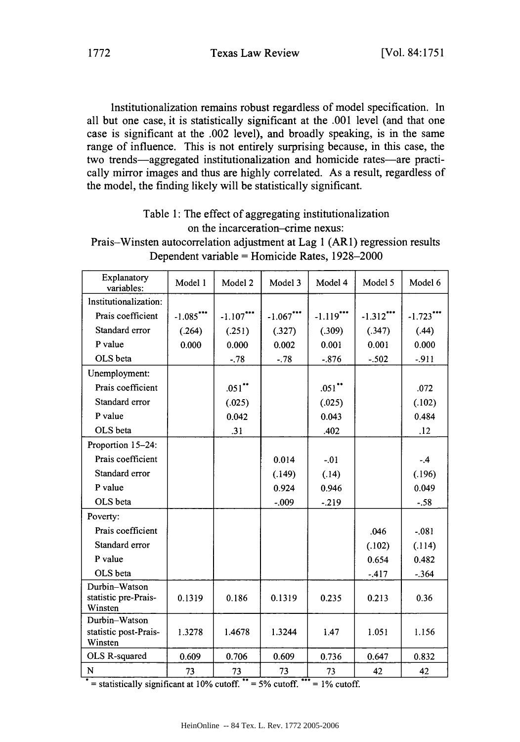Institutionalization remains robust regardless of model specification. In all but one case, it is statistically significant at the .001 level (and that one case is significant at the .002 level), and broadly speaking, is in the same range of influence. This is not entirely surprising because, in this case, the two trends—aggregated institutionalization and homicide rates—are practically mirror images and thus are highly correlated. As a result, regardless of the model, the finding likely will be statistically significant.

Table 1: The effect of aggregating institutionalization on the incarceration–crime nexus:
Prais–Winsten autocorrelation adjustment at Lag 1 (AR1) regression results
Dependent variable = Homicide Rates, 1928–2000

| Explanatory variables: | Model 1 | Model 2 | Model 3 | Model 4 | Model 5 | Model 6 |
|---|---|---|---|---|---|---|
| Institutionalization: | | | | | | |
| Prais coefficient | -1.085*** | -1.107*** | -1.067*** | -1.119*** | -1.312*** | -1.723*** |
| Standard error | (.264) | (.251) | (.327) | (.309) | (.347) | (.44) |
| P value | 0.000 | 0.000 | 0.002 | 0.001 | 0.001 | 0.000 |
| OLS beta | | -.78 | -.78 | -.876 | -.502 | -.911 |
| Unemployment: | | | | | | |
| Prais coefficient | | .051** | | .051** | | .072 |
| Standard error | | (.025) | | (.025) | | (.102) |
| P value | | 0.042 | | 0.043 | | 0.484 |
| OLS beta | | .31 | | .402 | | .12 |
| Proportion 15–24: | | | | | | |
| Prais coefficient | | | 0.014 | -.01 | | -.4 |
| Standard error | | | (.149) | (.14) | | (.196) |
| P value | | | 0.924 | 0.946 | | 0.049 |
| OLS beta | | | -.009 | -.219 | | -.58 |
| Poverty: | | | | | | |
| Prais coefficient | | | | | .046 | -.081 |
| Standard error | | | | | (.102) | (.114) |
| P value | | | | | 0.654 | 0.482 |
| OLS beta | | | | | -.417 | -.364 |
| Durbin–Watson statistic pre-Prais-Winsten | 0.1319 | 0.186 | 0.1319 | 0.235 | 0.213 | 0.36 |
| Durbin–Watson statistic post-Prais-Winsten | 1.3278 | 1.4678 | 1.3244 | 1.47 | 1.051 | 1.156 |
| OLS R-squared | 0.609 | 0.706 | 0.609 | 0.736 | 0.647 | 0.832 |
| N | 73 | 73 | 73 | 73 | 42 | 42 |

* = statistically significant at 10% cutoff. ** = 5% cutoff. *** = 1% cutoff.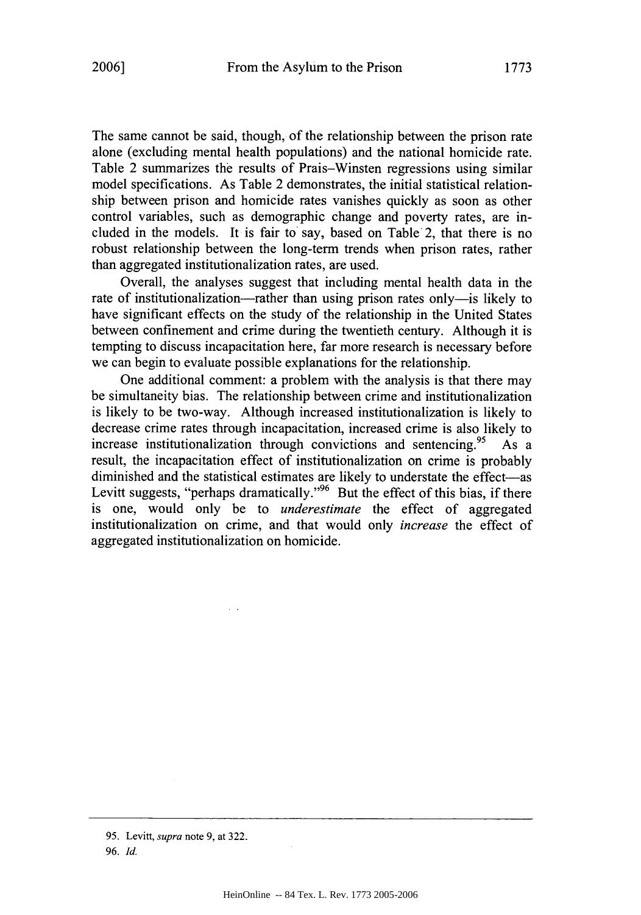The same cannot be said, though, of the relationship between the prison rate alone (excluding mental health populations) and the national homicide rate. Table 2 summarizes the results of Prais–Winsten regressions using similar model specifications. As Table 2 demonstrates, the initial statistical relationship between prison and homicide rates vanishes quickly as soon as other control variables, such as demographic change and poverty rates, are included in the models. It is fair to say, based on Table 2, that there is no robust relationship between the long-term trends when prison rates, rather than aggregated institutionalization rates, are used.

Overall, the analyses suggest that including mental health data in the rate of institutionalization—rather than using prison rates only—is likely to have significant effects on the study of the relationship in the United States between confinement and crime during the twentieth century. Although it is tempting to discuss incapacitation here, far more research is necessary before we can begin to evaluate possible explanations for the relationship.

One additional comment: a problem with the analysis is that there may be simultaneity bias. The relationship between crime and institutionalization is likely to be two-way. Although increased institutionalization is likely to decrease crime rates through incapacitation, increased crime is also likely to increase institutionalization through convictions and sentencing.[95] As a result, the incapacitation effect of institutionalization on crime is probably diminished and the statistical estimates are likely to understate the effect—as Levitt suggests, "perhaps dramatically."[96] But the effect of this bias, if there is one, would only be to *underestimate* the effect of aggregated institutionalization on crime, and that would only *increase* the effect of aggregated institutionalization on homicide.

---

95. Levitt, *supra* note 9, at 322.

96. *Id.*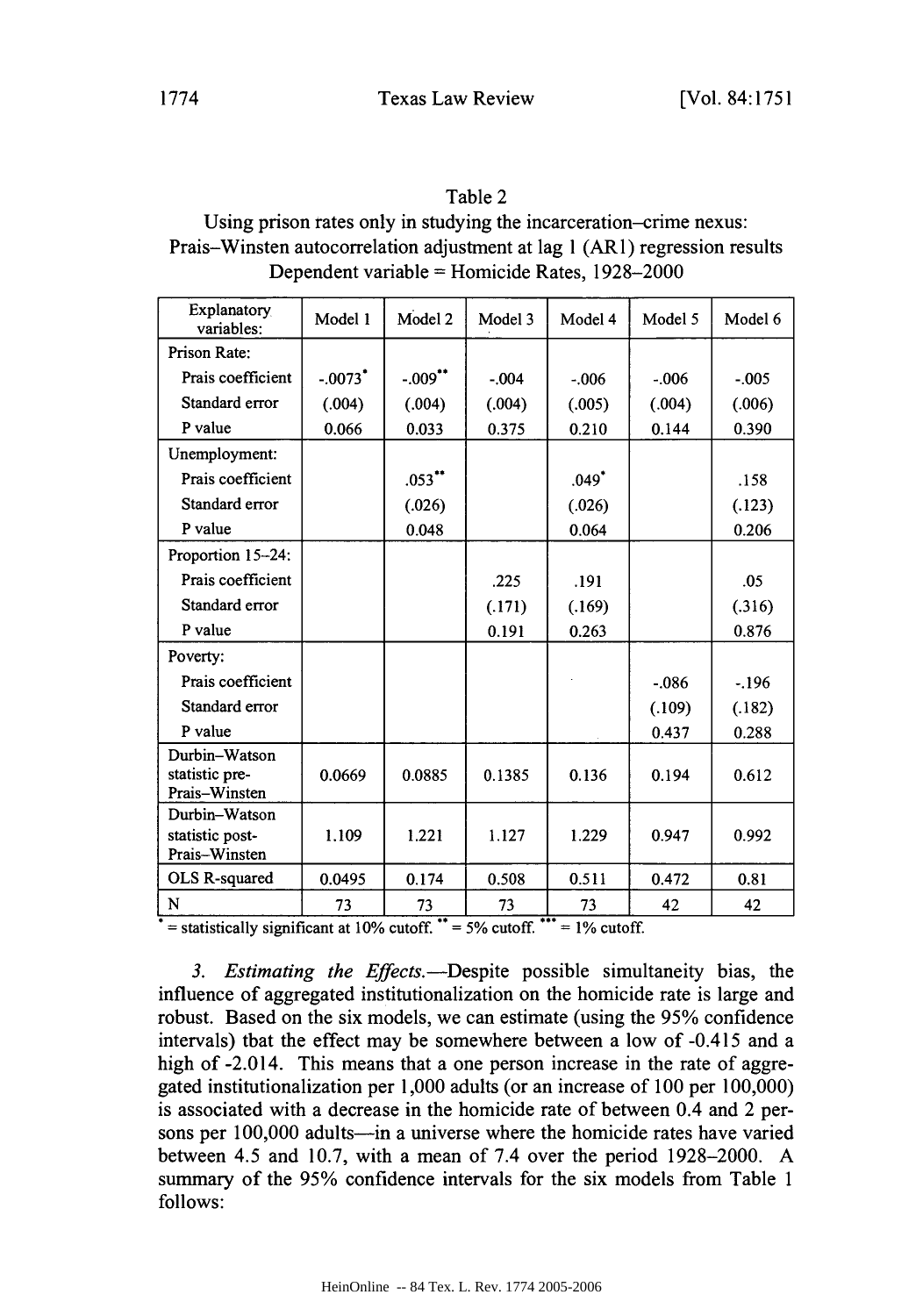Table 2

Using prison rates only in studying the incarceration–crime nexus: Prais–Winsten autocorrelation adjustment at lag 1 (AR1) regression results

Dependent variable = Homicide Rates, 1928–2000

| Explanatory variables: | Model 1 | Model 2 | Model 3 | Model 4 | Model 5 | Model 6 |
|---|---|---|---|---|---|---|
| Prison Rate: | | | | | | |
| Prais coefficient | -.0073* | -.009** | -.004 | -.006 | -.006 | -.005 |
| Standard error | (.004) | (.004) | (.004) | (.005) | (.004) | (.006) |
| P value | 0.066 | 0.033 | 0.375 | 0.210 | 0.144 | 0.390 |
| Unemployment: | | | | | | |
| Prais coefficient | | .053** | | .049* | | .158 |
| Standard error | | (.026) | | (.026) | | (.123) |
| P value | | 0.048 | | 0.064 | | 0.206 |
| Proportion 15–24: | | | | | | |
| Prais coefficient | | | .225 | .191 | | .05 |
| Standard error | | | (.171) | (.169) | | (.316) |
| P value | | | 0.191 | 0.263 | | 0.876 |
| Poverty: | | | | | | |
| Prais coefficient | | | | | -.086 | -.196 |
| Standard error | | | | | (.109) | (.182) |
| P value | | | | | 0.437 | 0.288 |
| Durbin–Watson statistic pre-Prais–Winsten | 0.0669 | 0.0885 | 0.1385 | 0.136 | 0.194 | 0.612 |
| Durbin–Watson statistic post-Prais–Winsten | 1.109 | 1.221 | 1.127 | 1.229 | 0.947 | 0.992 |
| OLS R-squared | 0.0495 | 0.174 | 0.508 | 0.511 | 0.472 | 0.81 |
| N | 73 | 73 | 73 | 73 | 42 | 42 |

* = statistically significant at 10% cutoff. ** = 5% cutoff. *** = 1% cutoff.

3. *Estimating the Effects.*—Despite possible simultaneity bias, the influence of aggregated institutionalization on the homicide rate is large and robust. Based on the six models, we can estimate (using the 95% confidence intervals) tbat the effect may be somewhere between a low of -0.415 and a high of -2.014. This means that a one person increase in the rate of aggregated institutionalization per 1,000 adults (or an increase of 100 per 100,000) is associated with a decrease in the homicide rate of between 0.4 and 2 persons per 100,000 adults—in a universe where the homicide rates have varied between 4.5 and 10.7, with a mean of 7.4 over the period 1928–2000. A summary of the 95% confidence intervals for the six models from Table 1 follows: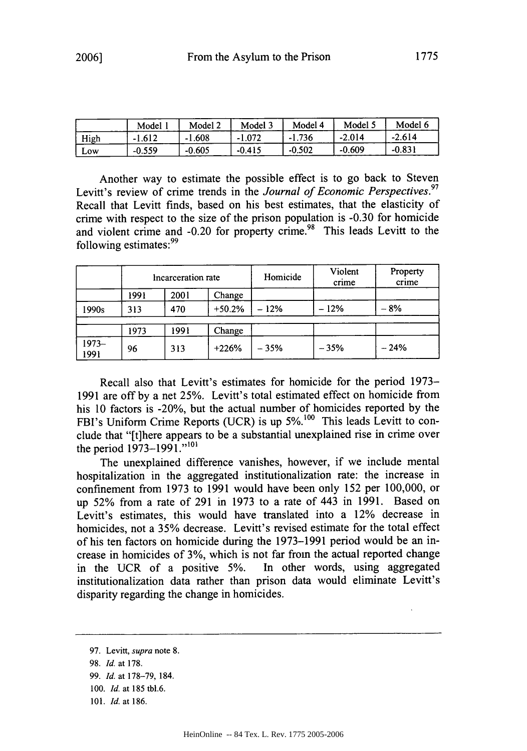| | Model 1 | Model 2 | Model 3 | Model 4 | Model 5 | Model 6 |
|---|---|---|---|---|---|---|
| High | -1.612 | -1.608 | -1.072 | -1.736 | -2.014 | -2.614 |
| Low | -0.559 | -0.605 | -0.415 | -0.502 | -0.609 | -0.831 |

Another way to estimate the possible effect is to go back to Steven Levitt's review of crime trends in the *Journal of Economic Perspectives*.[97] Recall that Levitt finds, based on his best estimates, that the elasticity of crime with respect to the size of the prison population is -0.30 for homicide and violent crime and -0.20 for property crime.[98] This leads Levitt to the following estimates:[99]

| | Incarceration rate | | | Homicide | Violent crime | Property crime |
|---|---|---|---|---|---|---|
| | 1991 | 2001 | Change | | | |
| 1990s | 313 | 470 | +50.2% | – 12% | – 12% | – 8% |
| | 1973 | 1991 | Change | | | |
| 1973–1991 | 96 | 313 | +226% | – 35% | – 35% | – 24% |

Recall also that Levitt's estimates for homicide for the period 1973–1991 are off by a net 25%. Levitt's total estimated effect on homicide from his 10 factors is -20%, but the actual number of homicides reported by the FBI's Uniform Crime Reports (UCR) is up 5%.[100] This leads Levitt to conclude that "[t]here appears to be a substantial unexplained rise in crime over the period 1973–1991."[101]

The unexplained difference vanishes, however, if we include mental hospitalization in the aggregated institutionalization rate: the increase in confinement from 1973 to 1991 would have been only 152 per 100,000, or up 52% from a rate of 291 in 1973 to a rate of 443 in 1991. Based on Levitt's estimates, this would have translated into a 12% decrease in homicides, not a 35% decrease. Levitt's revised estimate for the total effect of his ten factors on homicide during the 1973–1991 period would be an increase in homicides of 3%, which is not far from the actual reported change in the UCR of a positive 5%. In other words, using aggregated institutionalization data rather than prison data would eliminate Levitt's disparity regarding the change in homicides.

---

97. Levitt, *supra* note 8.

98. *Id.* at 178.

99. *Id.* at 178–79, 184.

100. *Id.* at 185 tbl.6.

101. *Id.* at 186.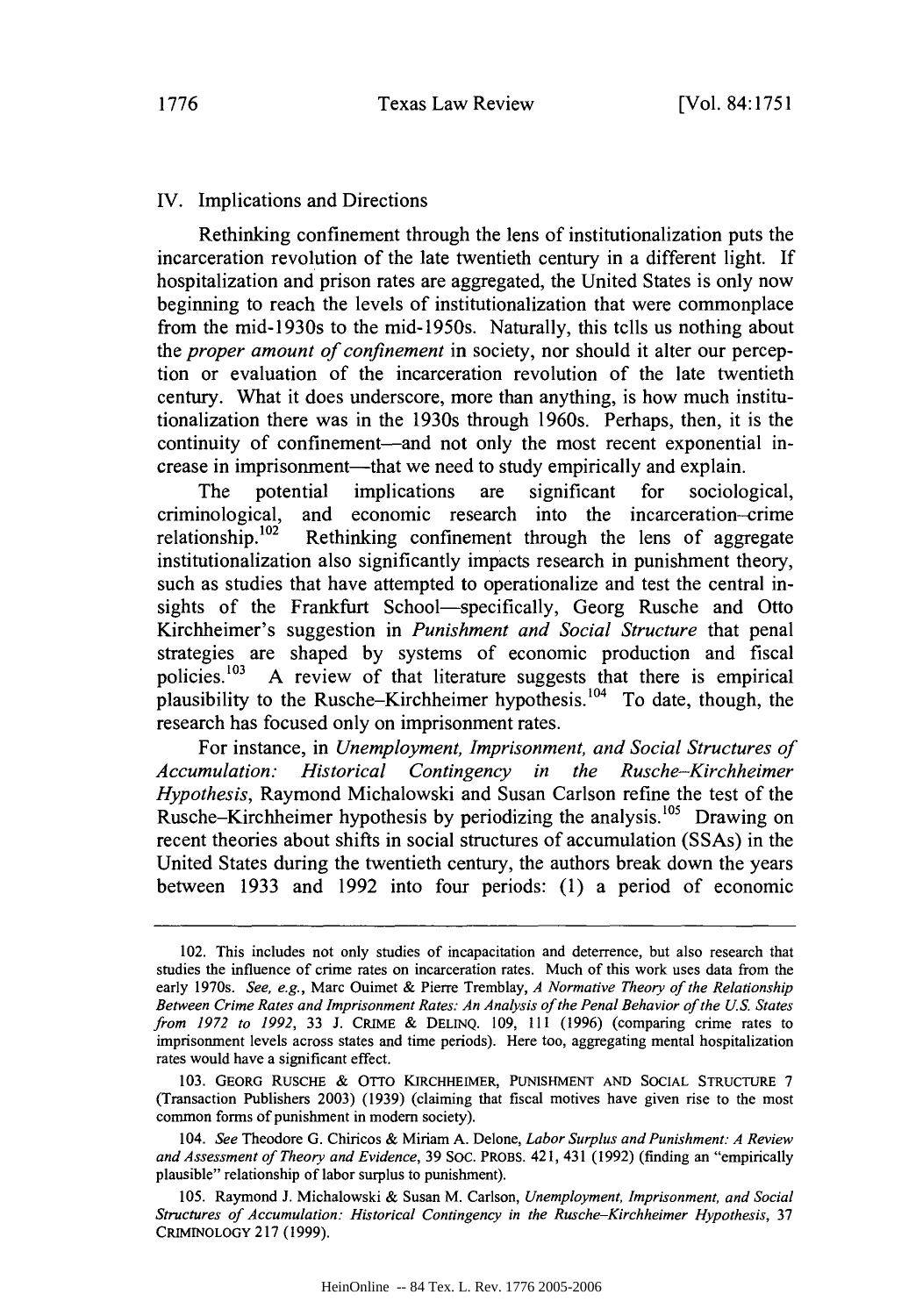## IV. Implications and Directions

Rethinking confinement through the lens of institutionalization puts the incarceration revolution of the late twentieth century in a different light. If hospitalization and prison rates are aggregated, the United States is only now beginning to reach the levels of institutionalization that were commonplace from the mid-1930s to the mid-1950s. Naturally, this tells us nothing about the *proper amount of confinement* in society, nor should it alter our perception or evaluation of the incarceration revolution of the late twentieth century. What it does underscore, more than anything, is how much institutionalization there was in the 1930s through 1960s. Perhaps, then, it is the continuity of confinement—and not only the most recent exponential increase in imprisonment—that we need to study empirically and explain.

The potential implications are significant for sociological, criminological, and economic research into the incarceration–crime relationship.[102] Rethinking confinement through the lens of aggregate institutionalization also significantly impacts research in punishment theory, such as studies that have attempted to operationalize and test the central insights of the Frankfurt School—specifically, Georg Rusche and Otto Kirchheimer's suggestion in *Punishment and Social Structure* that penal strategies are shaped by systems of economic production and fiscal policies.[103] A review of that literature suggests that there is empirical plausibility to the Rusche–Kirchheimer hypothesis.[104] To date, though, the research has focused only on imprisonment rates.

For instance, in *Unemployment, Imprisonment, and Social Structures of Accumulation: Historical Contingency in the Rusche–Kirchheimer Hypothesis*, Raymond Michalowski and Susan Carlson refine the test of the Rusche–Kirchheimer hypothesis by periodizing the analysis.[105] Drawing on recent theories about shifts in social structures of accumulation (SSAs) in the United States during the twentieth century, the authors break down the years between 1933 and 1992 into four periods: (1) a period of economic

---

102. This includes not only studies of incapacitation and deterrence, but also research that studies the influence of crime rates on incarceration rates. Much of this work uses data from the early 1970s. *See, e.g.*, Marc Ouimet & Pierre Tremblay, *A Normative Theory of the Relationship Between Crime Rates and Imprisonment Rates: An Analysis of the Penal Behavior of the U.S. States from 1972 to 1992*, 33 J. CRIME & DELINQ. 109, 111 (1996) (comparing crime rates to imprisonment levels across states and time periods). Here too, aggregating mental hospitalization rates would have a significant effect.

103. GEORG RUSCHE & OTTO KIRCHHEIMER, PUNISHMENT AND SOCIAL STRUCTURE 7 (Transaction Publishers 2003) (1939) (claiming that fiscal motives have given rise to the most common forms of punishment in modern society).

104. *See* Theodore G. Chiricos & Miriam A. Delone, *Labor Surplus and Punishment: A Review and Assessment of Theory and Evidence*, 39 SOC. PROBS. 421, 431 (1992) (finding an "empirically plausible" relationship of labor surplus to punishment).

105. Raymond J. Michalowski & Susan M. Carlson, *Unemployment, Imprisonment, and Social Structures of Accumulation: Historical Contingency in the Rusche–Kirchheimer Hypothesis*, 37 CRIMINOLOGY 217 (1999).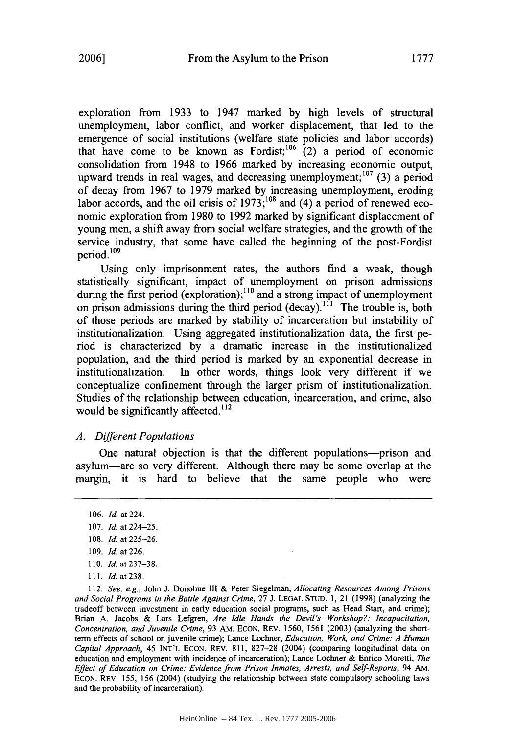exploration from 1933 to 1947 marked by high levels of structural unemployment, labor conflict, and worker displacement, that led to the emergence of social institutions (welfare state policies and labor accords) that have come to be known as Fordist;[106] (2) a period of economic consolidation from 1948 to 1966 marked by increasing economic output, upward trends in real wages, and decreasing unemployment;[107] (3) a period of decay from 1967 to 1979 marked by increasing unemployment, eroding labor accords, and the oil crisis of 1973;[108] and (4) a period of renewed economic exploration from 1980 to 1992 marked by significant displacement of young men, a shift away from social welfare strategies, and the growth of the service industry, that some have called the beginning of the post-Fordist period.[109]

Using only imprisonment rates, the authors find a weak, though statistically significant, impact of unemployment on prison admissions during the first period (exploration);[110] and a strong impact of unemployment on prison admissions during the third period (decay).[111] The trouble is, both of those periods are marked by stability of incarceration but instability of institutionalization. Using aggregated institutionalization data, the first period is characterized by a dramatic increase in the institutionalized population, and the third period is marked by an exponential decrease in institutionalization. In other words, things look very different if we conceptualize confinement through the larger prism of institutionalization. Studies of the relationship between education, incarceration, and crime, also would be significantly affected.[112]

### *A. Different Populations*

One natural objection is that the different populations—prison and asylum—are so very different. Although there may be some overlap at the margin, it is hard to believe that the same people who were

---

106. *Id.* at 224.

107. *Id.* at 224–25.

108. *Id.* at 225–26.

109. *Id.* at 226.

110. *Id.* at 237–38.

111. *Id.* at 238.

112. *See, e.g.*, John J. Donohue III & Peter Siegelman, *Allocating Resources Among Prisons and Social Programs in the Battle Against Crime*, 27 J. LEGAL STUD. 1, 21 (1998) (analyzing the tradeoff between investment in early education social programs, such as Head Start, and crime); Brian A. Jacobs & Lars Lefgren, *Are Idle Hands the Devil's Workshop?: Incapacitation, Concentration, and Juvenile Crime*, 93 AM. ECON. REV. 1560, 1561 (2003) (analyzing the short-term effects of school on juvenile crime); Lance Lochner, *Education, Work, and Crime: A Human Capital Approach*, 45 INT'L ECON. REV. 811, 827–28 (2004) (comparing longitudinal data on education and employment with incidence of incarceration); Lance Lochner & Enrico Moretti, *The Effect of Education on Crime: Evidence from Prison Inmates, Arrests, and Self-Reports*, 94 AM. ECON. REV. 155, 156 (2004) (studying the relationship between state compulsory schooling laws and the probability of incarceration).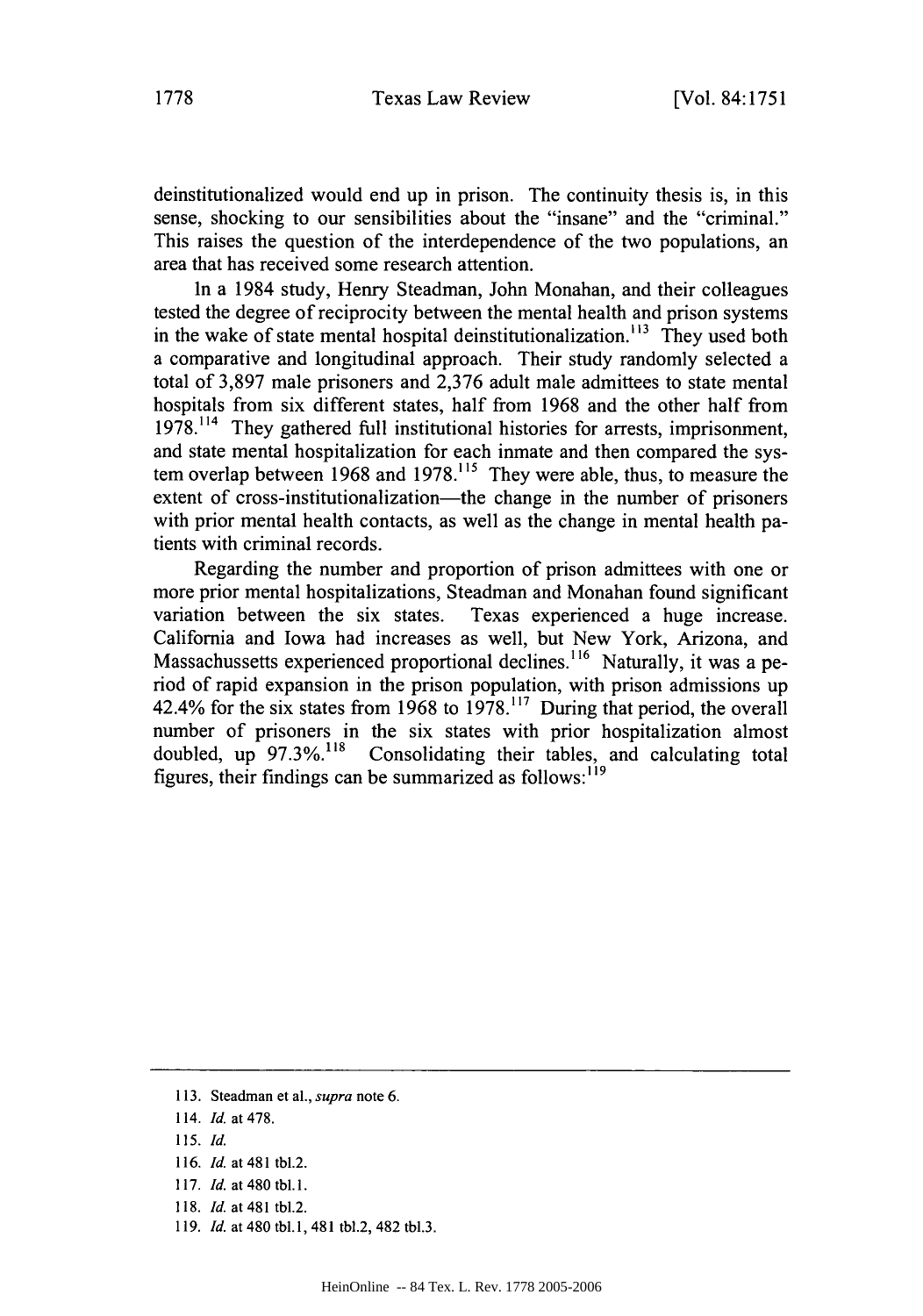deinstitutionalized would end up in prison. The continuity thesis is, in this sense, shocking to our sensibilities about the "insane" and the "criminal." This raises the question of the interdependence of the two populations, an area that has received some research attention.

In a 1984 study, Henry Steadman, John Monahan, and their colleagues tested the degree of reciprocity between the mental health and prison systems in the wake of state mental hospital deinstitutionalization.[113] They used both a comparative and longitudinal approach. Their study randomly selected a total of 3,897 male prisoners and 2,376 adult male admittees to state mental hospitals from six different states, half from 1968 and the other half from 1978.[114] They gathered full institutional histories for arrests, imprisonment, and state mental hospitalization for each inmate and then compared the system overlap between 1968 and 1978.[115] They were able, thus, to measure the extent of cross-institutionalization—the change in the number of prisoners with prior mental health contacts, as well as the change in mental health patients with criminal records.

Regarding the number and proportion of prison admittees with one or more prior mental hospitalizations, Steadman and Monahan found significant variation between the six states. Texas experienced a huge increase. California and Iowa had increases as well, but New York, Arizona, and Massachussetts experienced proportional declines.[116] Naturally, it was a period of rapid expansion in the prison population, with prison admissions up 42.4% for the six states from 1968 to 1978.[117] During that period, the overall number of prisoners in the six states with prior hospitalization almost doubled, up 97.3%.[118] Consolidating their tables, and calculating total figures, their findings can be summarized as follows:[119]

113. Steadman et al., *supra* note 6.

114. *Id.* at 478.

115. *Id.*

116. *Id.* at 481 tbl.2.

117. *Id.* at 480 tbl.1.

118. *Id.* at 481 tbl.2.

119. *Id.* at 480 tbl.1, 481 tbl.2, 482 tbl.3.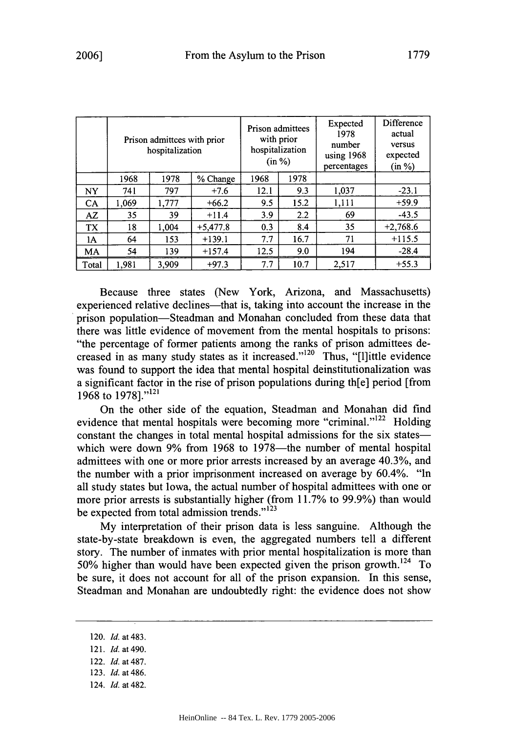| | Prison admittees with prior hospitalization | | | Prison admittees with prior hospitalization (in %) | | Expected 1978 number using 1968 percentages | Difference actual versus expected (in %) |
|---|---|---|---|---|---|---|---|
| | 1968 | 1978 | % Change | 1968 | 1978 | | |
| NY | 741 | 797 | +7.6 | 12.1 | 9.3 | 1,037 | -23.1 |
| CA | 1,069 | 1,777 | +66.2 | 9.5 | 15.2 | 1,111 | +59.9 |
| AZ | 35 | 39 | +11.4 | 3.9 | 2.2 | 69 | -43.5 |
| TX | 18 | 1,004 | +5,477.8 | 0.3 | 8.4 | 35 | +2,768.6 |
| IA | 64 | 153 | +139.1 | 7.7 | 16.7 | 71 | +115.5 |
| MA | 54 | 139 | +157.4 | 12.5 | 9.0 | 194 | -28.4 |
| Total | 1,981 | 3,909 | +97.3 | 7.7 | 10.7 | 2,517 | +55.3 |

Because three states (New York, Arizona, and Massachusetts) experienced relative declines—that is, taking into account the increase in the prison population—Steadman and Monahan concluded from these data that there was little evidence of movement from the mental hospitals to prisons: "the percentage of former patients among the ranks of prison admittees decreased in as many study states as it increased."[120] Thus, "[l]ittle evidence was found to support the idea that mental hospital deinstitutionalization was a significant factor in the rise of prison populations during th[e] period [from 1968 to 1978]."[121]

On the other side of the equation, Steadman and Monahan did find evidence that mental hospitals were becoming more "criminal."[122] Holding constant the changes in total mental hospital admissions for the six states—which were down 9% from 1968 to 1978—the number of mental hospital admittees with one or more prior arrests increased by an average 40.3%, and the number with a prior imprisonment increased on average by 60.4%. "In all study states but Iowa, the actual number of hospital admittees with one or more prior arrests is substantially higher (from 11.7% to 99.9%) than would be expected from total admission trends."[123]

My interpretation of their prison data is less sanguine. Although the state-by-state breakdown is even, the aggregated numbers tell a different story. The number of inmates with prior mental hospitalization is more than 50% higher than would have been expected given the prison growth.[124] To be sure, it does not account for all of the prison expansion. In this sense, Steadman and Monahan are undoubtedly right: the evidence does not show

120. *Id.* at 483.

121. *Id.* at 490.

122. *Id.* at 487.

123. *Id.* at 486.

124. *Id.* at 482.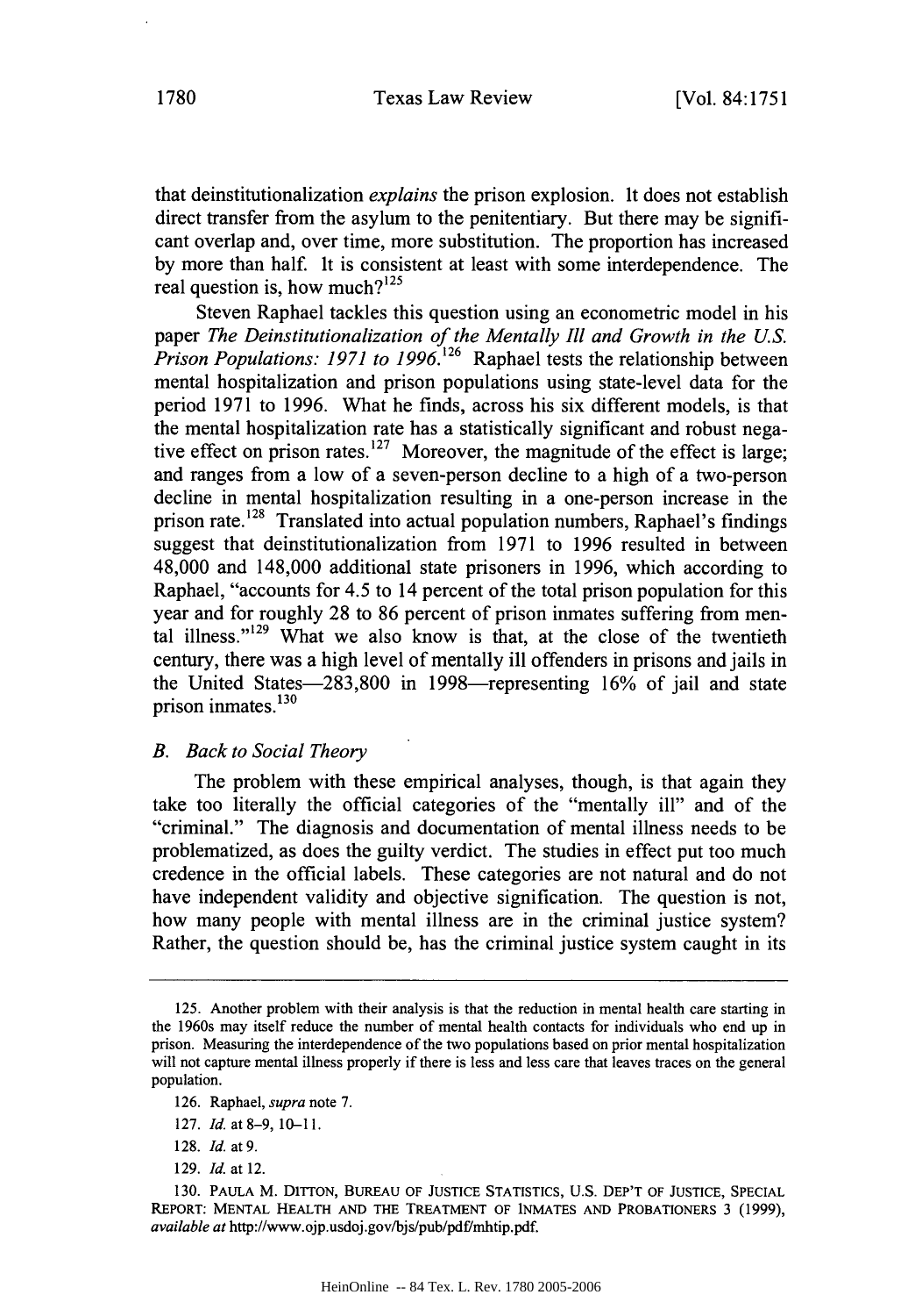that deinstitutionalization *explains* the prison explosion. It does not establish direct transfer from the asylum to the penitentiary. But there may be significant overlap and, over time, more substitution. The proportion has increased by more than half. It is consistent at least with some interdependence. The real question is, how much?[125]

Steven Raphael tackles this question using an econometric model in his paper *The Deinstitutionalization of the Mentally Ill and Growth in the U.S. Prison Populations: 1971 to 1996.*[126] Raphael tests the relationship between mental hospitalization and prison populations using state-level data for the period 1971 to 1996. What he finds, across his six different models, is that the mental hospitalization rate has a statistically significant and robust negative effect on prison rates.[127] Moreover, the magnitude of the effect is large; and ranges from a low of a seven-person decline to a high of a two-person decline in mental hospitalization resulting in a one-person increase in the prison rate.[128] Translated into actual population numbers, Raphael's findings suggest that deinstitutionalization from 1971 to 1996 resulted in between 48,000 and 148,000 additional state prisoners in 1996, which according to Raphael, "accounts for 4.5 to 14 percent of the total prison population for this year and for roughly 28 to 86 percent of prison inmates suffering from mental illness."[129] What we also know is that, at the close of the twentieth century, there was a high level of mentally ill offenders in prisons and jails in the United States—283,800 in 1998—representing 16% of jail and state prison inmates.[130]

### B. *Back to Social Theory*

The problem with these empirical analyses, though, is that again they take too literally the official categories of the "mentally ill" and of the "criminal." The diagnosis and documentation of mental illness needs to be problematized, as does the guilty verdict. The studies in effect put too much credence in the official labels. These categories are not natural and do not have independent validity and objective signification. The question is not, how many people with mental illness are in the criminal justice system? Rather, the question should be, has the criminal justice system caught in its

---

125. Another problem with their analysis is that the reduction in mental health care starting in the 1960s may itself reduce the number of mental health contacts for individuals who end up in prison. Measuring the interdependence of the two populations based on prior mental hospitalization will not capture mental illness properly if there is less and less care that leaves traces on the general population.

126. Raphael, *supra* note 7.

127. *Id.* at 8–9, 10–11.

128. *Id.* at 9.

129. *Id.* at 12.

130. PAULA M. DITTON, BUREAU OF JUSTICE STATISTICS, U.S. DEP'T OF JUSTICE, SPECIAL REPORT: MENTAL HEALTH AND THE TREATMENT OF INMATES AND PROBATIONERS 3 (1999), *available at* http://www.ojp.usdoj.gov/bjs/pub/pdf/mhtip.pdf.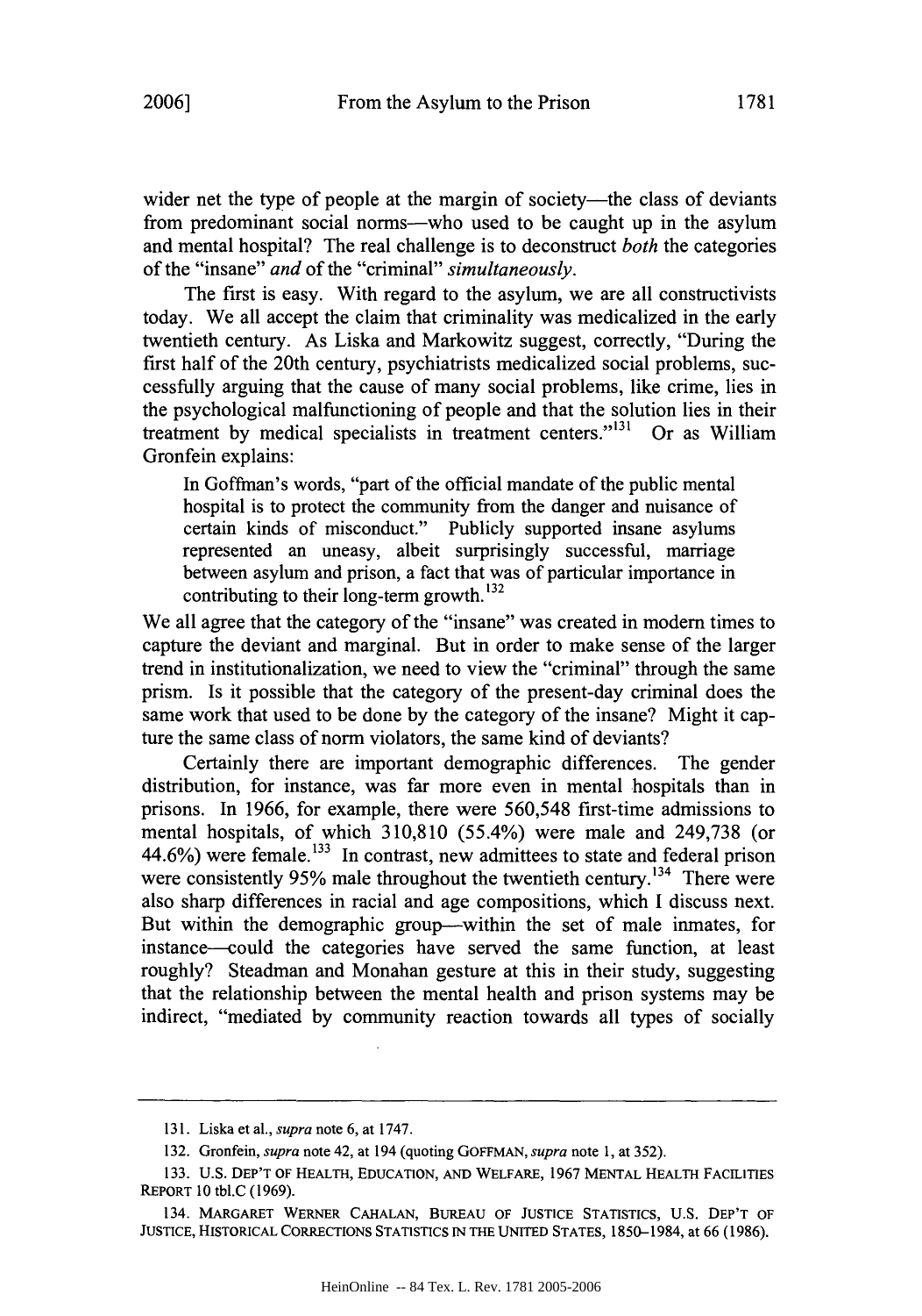wider net the type of people at the margin of society—the class of deviants from predominant social norms—who used to be caught up in the asylum and mental hospital? The real challenge is to deconstruct *both* the categories of the "insane" *and* of the "criminal" *simultaneously*.

The first is easy. With regard to the asylum, we are all constructivists today. We all accept the claim that criminality was medicalized in the early twentieth century. As Liska and Markowitz suggest, correctly, "During the first half of the 20th century, psychiatrists medicalized social problems, successfully arguing that the cause of many social problems, like crime, lies in the psychological malfunctioning of people and that the solution lies in their treatment by medical specialists in treatment centers."[131] Or as William Gronfein explains:

> In Goffman's words, "part of the official mandate of the public mental hospital is to protect the community from the danger and nuisance of certain kinds of misconduct." Publicly supported insane asylums represented an uneasy, albeit surprisingly successful, marriage between asylum and prison, a fact that was of particular importance in contributing to their long-term growth.[132]

We all agree that the category of the "insane" was created in modern times to capture the deviant and marginal. But in order to make sense of the larger trend in institutionalization, we need to view the "criminal" through the same prism. Is it possible that the category of the present-day criminal does the same work that used to be done by the category of the insane? Might it capture the same class of norm violators, the same kind of deviants?

Certainly there are important demographic differences. The gender distribution, for instance, was far more even in mental hospitals than in prisons. In 1966, for example, there were 560,548 first-time admissions to mental hospitals, of which 310,810 (55.4%) were male and 249,738 (or 44.6%) were female.[133] In contrast, new admittees to state and federal prison were consistently 95% male throughout the twentieth century.[134] There were also sharp differences in racial and age compositions, which I discuss next. But within the demographic group—within the set of male inmates, for instance—could the categories have served the same function, at least roughly? Steadman and Monahan gesture at this in their study, suggesting that the relationship between the mental health and prison systems may be indirect, "mediated by community reaction towards all types of socially

---

131. Liska et al., *supra* note 6, at 1747.

132. Gronfein, *supra* note 42, at 194 (quoting GOFFMAN, *supra* note 1, at 352).

133. U.S. DEP'T OF HEALTH, EDUCATION, AND WELFARE, 1967 MENTAL HEALTH FACILITIES REPORT 10 tbl.C (1969).

134. MARGARET WERNER CAHALAN, BUREAU OF JUSTICE STATISTICS, U.S. DEP'T OF JUSTICE, HISTORICAL CORRECTIONS STATISTICS IN THE UNITED STATES, 1850–1984, at 66 (1986).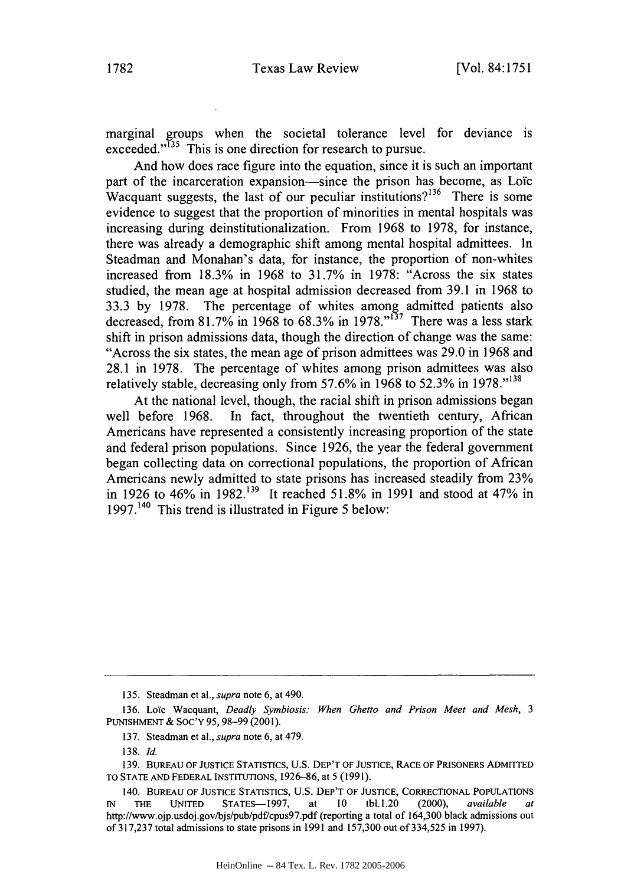marginal groups when the societal tolerance level for deviance is exceeded."[135] This is one direction for research to pursue.

And how does race figure into the equation, since it is such an important part of the incarceration expansion—since the prison has become, as Loïc Wacquant suggests, the last of our peculiar institutions?[136] There is some evidence to suggest that the proportion of minorities in mental hospitals was increasing during deinstitutionalization. From 1968 to 1978, for instance, there was already a demographic shift among mental hospital admittees. In Steadman and Monahan's data, for instance, the proportion of non-whites increased from 18.3% in 1968 to 31.7% in 1978: "Across the six states studied, the mean age at hospital admission decreased from 39.1 in 1968 to 33.3 by 1978. The percentage of whites among admitted patients also decreased, from 81.7% in 1968 to 68.3% in 1978."[137] There was a less stark shift in prison admissions data, though the direction of change was the same: "Across the six states, the mean age of prison admittees was 29.0 in 1968 and 28.1 in 1978. The percentage of whites among prison admittees was also relatively stable, decreasing only from 57.6% in 1968 to 52.3% in 1978."[138]

At the national level, though, the racial shift in prison admissions began well before 1968. In fact, throughout the twentieth century, African Americans have represented a consistently increasing proportion of the state and federal prison populations. Since 1926, the year the federal government began collecting data on correctional populations, the proportion of African Americans newly admitted to state prisons has increased steadily from 23% in 1926 to 46% in 1982.[139] It reached 51.8% in 1991 and stood at 47% in 1997.[140] This trend is illustrated in Figure 5 below:

---

135. Steadman et al., *supra* note 6, at 490.

136. Loïc Wacquant, *Deadly Symbiosis: When Ghetto and Prison Meet and Mesh*, 3 PUNISHMENT & SOC'Y 95, 98–99 (2001).

137. Steadman et al., *supra* note 6, at 479.

138. *Id.*

139. BUREAU OF JUSTICE STATISTICS, U.S. DEP'T OF JUSTICE, RACE OF PRISONERS ADMITTED TO STATE AND FEDERAL INSTITUTIONS, 1926–86, at 5 (1991).

140. BUREAU OF JUSTICE STATISTICS, U.S. DEP'T OF JUSTICE, CORRECTIONAL POPULATIONS IN THE UNITED STATES—1997, at 10 tbl.1.20 (2000), *available at* http://www.ojp.usdoj.gov/bjs/pub/pdf/cpus97.pdf (reporting a total of 164,300 black admissions out of 317,237 total admissions to state prisons in 1991 and 157,300 out of 334,525 in 1997).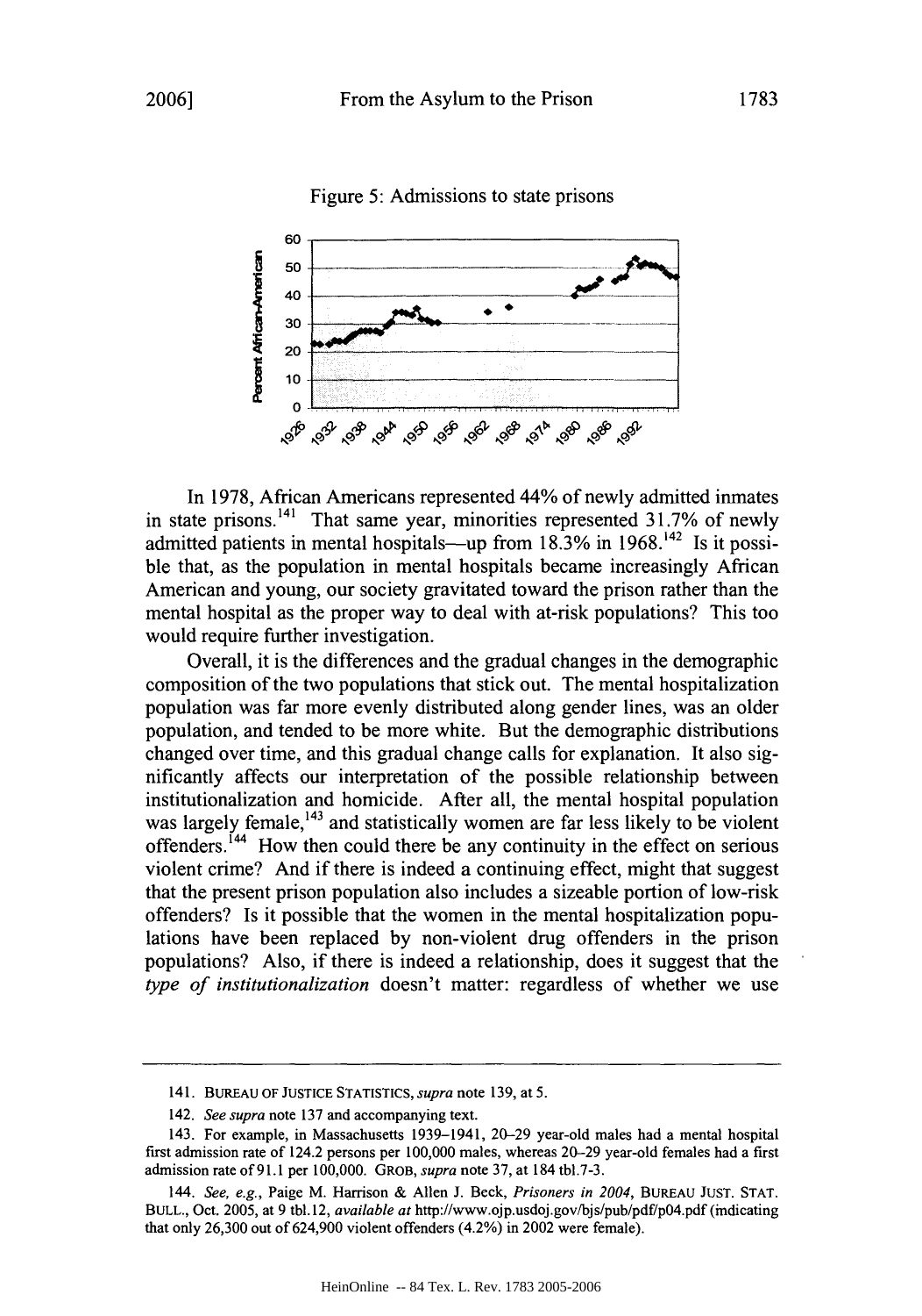Figure 5: Admissions to state prisons

In 1978, African Americans represented 44% of newly admitted inmates in state prisons.[141] That same year, minorities represented 31.7% of newly admitted patients in mental hospitals—up from 18.3% in 1968.[142] Is it possible that, as the population in mental hospitals became increasingly African American and young, our society gravitated toward the prison rather than the mental hospital as the proper way to deal with at-risk populations? This too would require further investigation.

Overall, it is the differences and the gradual changes in the demographic composition of the two populations that stick out. The mental hospitalization population was far more evenly distributed along gender lines, was an older population, and tended to be more white. But the demographic distributions changed over time, and this gradual change calls for explanation. It also significantly affects our interpretation of the possible relationship between institutionalization and homicide. After all, the mental hospital population was largely female,[143] and statistically women are far less likely to be violent offenders.[144] How then could there be any continuity in the effect on serious violent crime? And if there is indeed a continuing effect, might that suggest that the present prison population also includes a sizeable portion of low-risk offenders? Is it possible that the women in the mental hospitalization populations have been replaced by non-violent drug offenders in the prison populations? Also, if there is indeed a relationship, does it suggest that the *type of institutionalization* doesn't matter: regardless of whether we use

---

141. BUREAU OF JUSTICE STATISTICS, *supra* note 139, at 5.

142. *See supra* note 137 and accompanying text.

143. For example, in Massachusetts 1939–1941, 20–29 year-old males had a mental hospital first admission rate of 124.2 persons per 100,000 males, whereas 20–29 year-old females had a first admission rate of 91.1 per 100,000. GROB, *supra* note 37, at 184 tbl.7-3.

144. *See, e.g.*, Paige M. Harrison & Allen J. Beck, *Prisoners in 2004*, BUREAU JUST. STAT. BULL., Oct. 2005, at 9 tbl.12, *available at* http://www.ojp.usdoj.gov/bjs/pub/pdf/p04.pdf (indicating that only 26,300 out of 624,900 violent offenders (4.2%) in 2002 were female).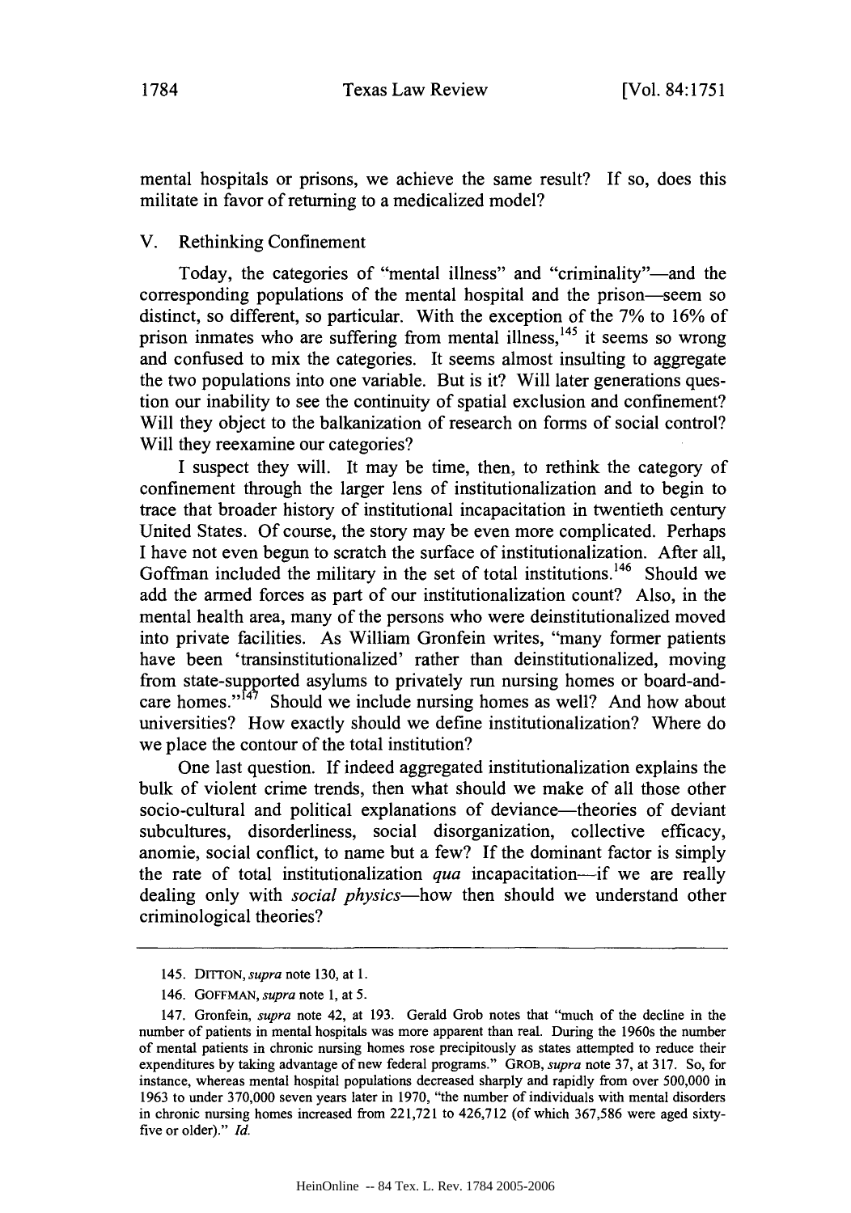mental hospitals or prisons, we achieve the same result? If so, does this militate in favor of returning to a medicalized model?

## V. Rethinking Confinement

Today, the categories of "mental illness" and "criminality"—and the corresponding populations of the mental hospital and the prison—seem so distinct, so different, so particular. With the exception of the 7% to 16% of prison inmates who are suffering from mental illness,[145] it seems so wrong and confused to mix the categories. It seems almost insulting to aggregate the two populations into one variable. But is it? Will later generations question our inability to see the continuity of spatial exclusion and confinement? Will they object to the balkanization of research on forms of social control? Will they reexamine our categories?

I suspect they will. It may be time, then, to rethink the category of confinement through the larger lens of institutionalization and to begin to trace that broader history of institutional incapacitation in twentieth century United States. Of course, the story may be even more complicated. Perhaps I have not even begun to scratch the surface of institutionalization. After all, Goffman included the military in the set of total institutions.[146] Should we add the armed forces as part of our institutionalization count? Also, in the mental health area, many of the persons who were deinstitutionalized moved into private facilities. As William Gronfein writes, "many former patients have been 'transinstitutionalized' rather than deinstitutionalized, moving from state-supported asylums to privately run nursing homes or board-and-care homes."[147] Should we include nursing homes as well? And how about universities? How exactly should we define institutionalization? Where do we place the contour of the total institution?

One last question. If indeed aggregated institutionalization explains the bulk of violent crime trends, then what should we make of all those other socio-cultural and political explanations of deviance—theories of deviant subcultures, disorderliness, social disorganization, collective efficacy, anomie, social conflict, to name but a few? If the dominant factor is simply the rate of total institutionalization *qua* incapacitation—if we are really dealing only with *social physics*—how then should we understand other criminological theories?

---

145. DITTON, *supra* note 130, at 1.

146. GOFFMAN, *supra* note 1, at 5.

147. Gronfein, *supra* note 42, at 193. Gerald Grob notes that "much of the decline in the number of patients in mental hospitals was more apparent than real. During the 1960s the number of mental patients in chronic nursing homes rose precipitously as states attempted to reduce their expenditures by taking advantage of new federal programs." GROB, *supra* note 37, at 317. So, for instance, whereas mental hospital populations decreased sharply and rapidly from over 500,000 in 1963 to under 370,000 seven years later in 1970, "the number of individuals with mental disorders in chronic nursing homes increased from 221,721 to 426,712 (of which 367,586 were aged sixty-five or older)." *Id.*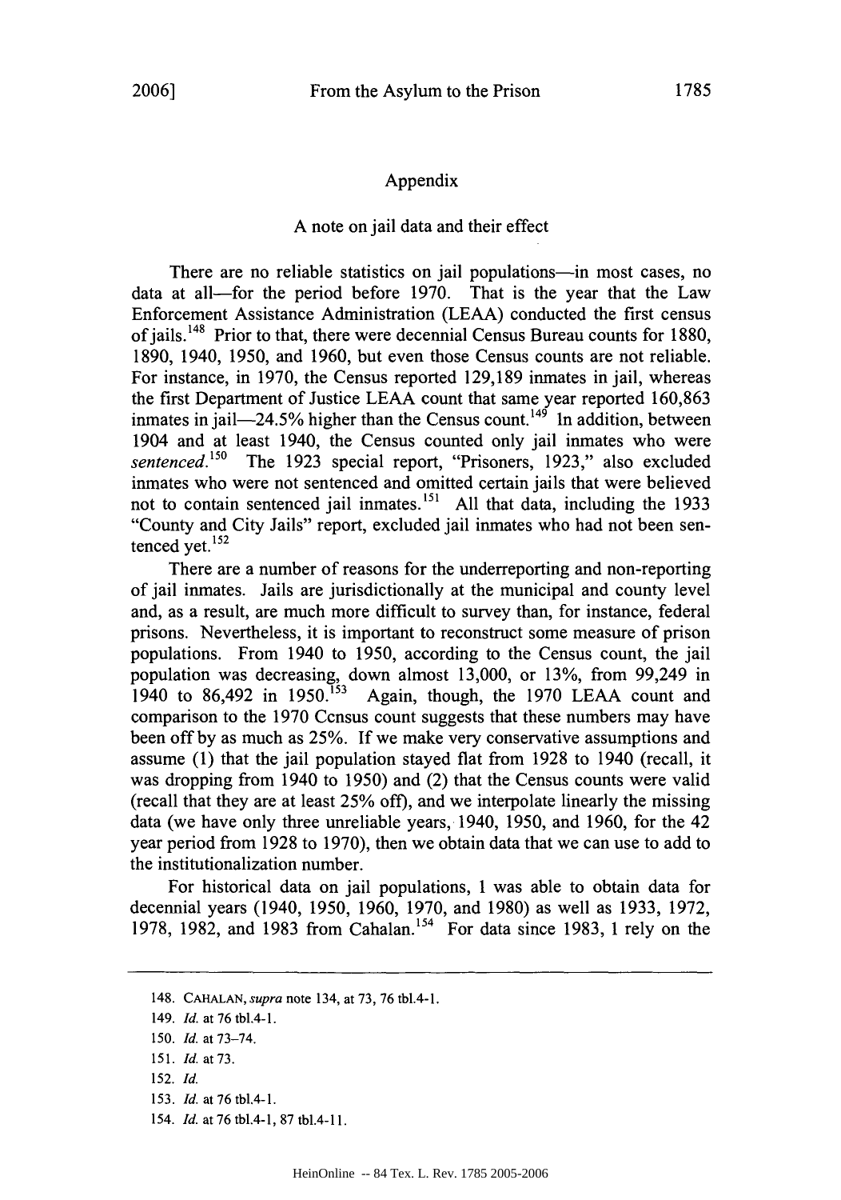## Appendix

### A note on jail data and their effect

There are no reliable statistics on jail populations—in most cases, no data at all—for the period before 1970. That is the year that the Law Enforcement Assistance Administration (LEAA) conducted the first census of jails.[148] Prior to that, there were decennial Census Bureau counts for 1880, 1890, 1940, 1950, and 1960, but even those Census counts are not reliable. For instance, in 1970, the Census reported 129,189 inmates in jail, whereas the first Department of Justice LEAA count that same year reported 160,863 inmates in jail—24.5% higher than the Census count.[149] In addition, between 1904 and at least 1940, the Census counted only jail inmates who were *sentenced*.[150] The 1923 special report, "Prisoners, 1923," also excluded inmates who were not sentenced and omitted certain jails that were believed not to contain sentenced jail inmates.[151] All that data, including the 1933 "County and City Jails" report, excluded jail inmates who had not been sentenced yet.[152]

There are a number of reasons for the underreporting and non-reporting of jail inmates. Jails are jurisdictionally at the municipal and county level and, as a result, are much more difficult to survey than, for instance, federal prisons. Nevertheless, it is important to reconstruct some measure of prison populations. From 1940 to 1950, according to the Census count, the jail population was decreasing, down almost 13,000, or 13%, from 99,249 in 1940 to 86,492 in 1950.[153] Again, though, the 1970 LEAA count and comparison to the 1970 Census count suggests that these numbers may have been off by as much as 25%. If we make very conservative assumptions and assume (1) that the jail population stayed flat from 1928 to 1940 (recall, it was dropping from 1940 to 1950) and (2) that the Census counts were valid (recall that they are at least 25% off), and we interpolate linearly the missing data (we have only three unreliable years, 1940, 1950, and 1960, for the 42 year period from 1928 to 1970), then we obtain data that we can use to add to the institutionalization number.

For historical data on jail populations, I was able to obtain data for decennial years (1940, 1950, 1960, 1970, and 1980) as well as 1933, 1972, 1978, 1982, and 1983 from Cahalan.[154] For data since 1983, I rely on the

---

148. CAHALAN, *supra* note 134, at 73, 76 tbl.4-1.

149. *Id.* at 76 tbl.4-1.

150. *Id.* at 73–74.

151. *Id.* at 73.

152. *Id.*

153. *Id.* at 76 tbl.4-1.

154. *Id.* at 76 tbl.4-1, 87 tbl.4-11.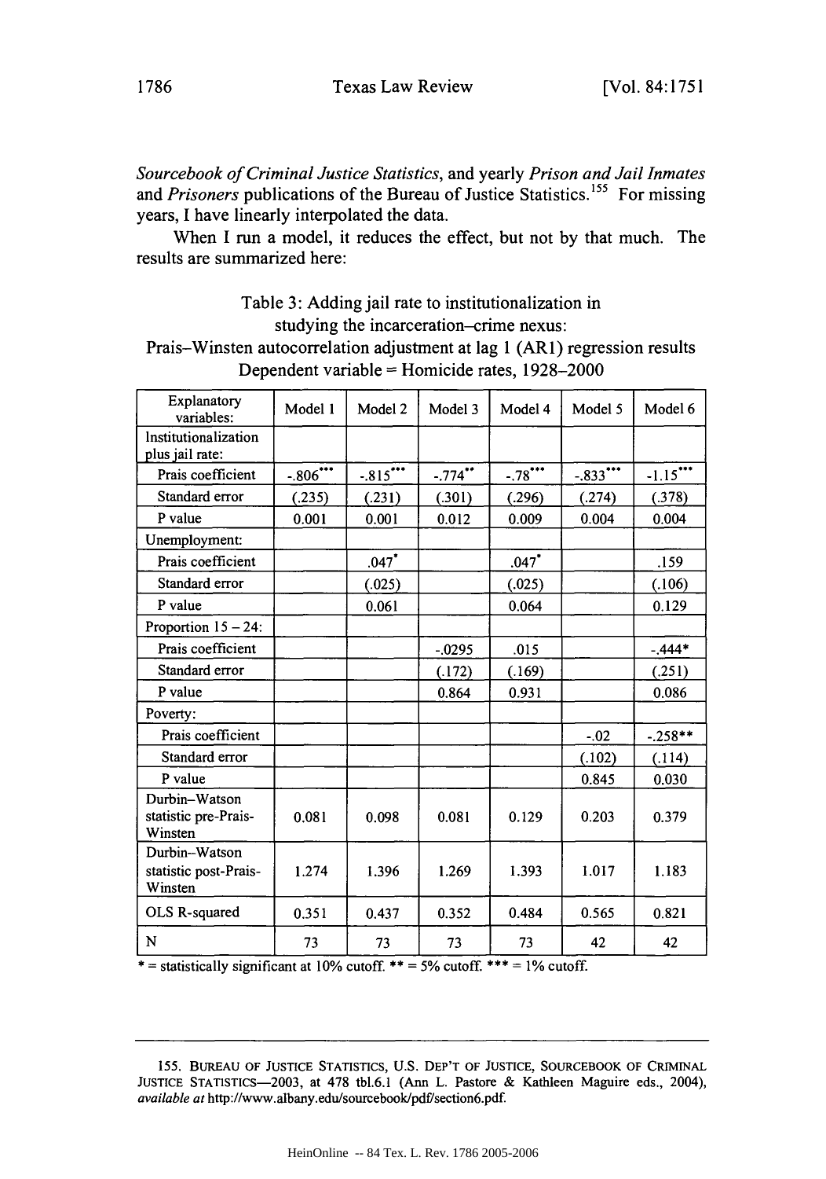*Sourcebook of Criminal Justice Statistics*, and yearly *Prison and Jail Inmates* and *Prisoners* publications of the Bureau of Justice Statistics.[155] For missing years, I have linearly interpolated the data.

When I run a model, it reduces the effect, but not by that much. The results are summarized here:

Table 3: Adding jail rate to institutionalization in studying the incarceration–crime nexus:
Prais–Winsten autocorrelation adjustment at lag 1 (AR1) regression results
Dependent variable = Homicide rates, 1928–2000

| Explanatory variables: | Model 1 | Model 2 | Model 3 | Model 4 | Model 5 | Model 6 |
|---|---|---|---|---|---|---|
| Institutionalization plus jail rate: | | | | | | |
| Prais coefficient | -.806*** | -.815*** | -.774** | -.78*** | -.833*** | -1.15*** |
| Standard error | (.235) | (.231) | (.301) | (.296) | (.274) | (.378) |
| P value | 0.001 | 0.001 | 0.012 | 0.009 | 0.004 | 0.004 |
| Unemployment: | | | | | | |
| Prais coefficient | | .047* | | .047* | | .159 |
| Standard error | | (.025) | | (.025) | | (.106) |
| P value | | 0.061 | | 0.064 | | 0.129 |
| Proportion 15 – 24: | | | | | | |
| Prais coefficient | | | -.0295 | .015 | | -.444* |
| Standard error | | | (.172) | (.169) | | (.251) |
| P value | | | 0.864 | 0.931 | | 0.086 |
| Poverty: | | | | | | |
| Prais coefficient | | | | | -.02 | -.258** |
| Standard error | | | | | (.102) | (.114) |
| P value | | | | | 0.845 | 0.030 |
| Durbin–Watson statistic pre-Prais-Winsten | 0.081 | 0.098 | 0.081 | 0.129 | 0.203 | 0.379 |
| Durbin–Watson statistic post-Prais-Winsten | 1.274 | 1.396 | 1.269 | 1.393 | 1.017 | 1.183 |
| OLS R-squared | 0.351 | 0.437 | 0.352 | 0.484 | 0.565 | 0.821 |
| N | 73 | 73 | 73 | 73 | 42 | 42 |

* = statistically significant at 10% cutoff. ** = 5% cutoff. *** = 1% cutoff.

---

155. BUREAU OF JUSTICE STATISTICS, U.S. DEP'T OF JUSTICE, SOURCEBOOK OF CRIMINAL JUSTICE STATISTICS—2003, at 478 tbl.6.1 (Ann L. Pastore & Kathleen Maguire eds., 2004), *available at* http://www.albany.edu/sourcebook/pdf/section6.pdf.